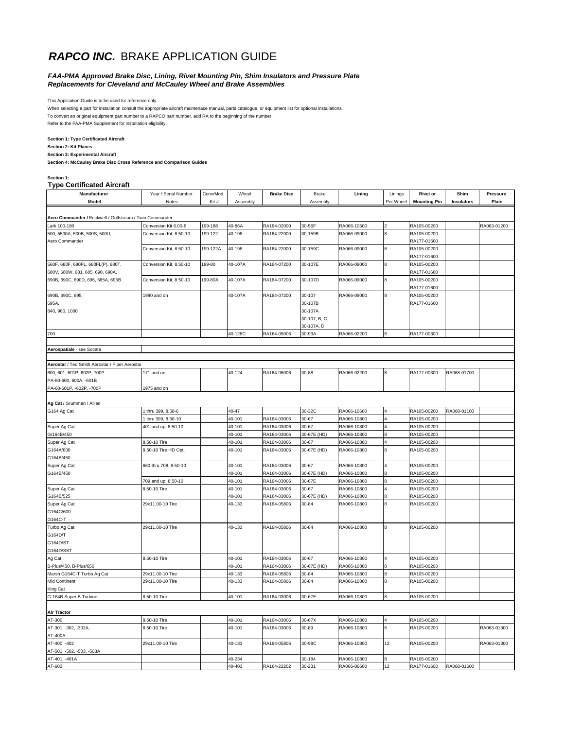# ***RAPCO INC.*** BRAKE APPLICATION GUIDE

***FAA-PMA Approved Brake Disc, Lining, Rivet Mounting Pin, Shim Insulators and Pressure Plate Replacements for Cleveland and McCauley Wheel and Brake Assemblies***

This Application Guide is to be used for reference only.

When selecting a part for installation consult the appropriate aircraft maintenace manual, parts catalogue, or equipment list for optional installations.

To convert an original equipment part number to a RAPCO part number, add RA to the beginning of the number.

Refer to the FAA-PMA Supplement for installation eligibility.

**Section 1: Type Certificated Aircraft**

**Section 2: Kit Planes**

**Section 3: Experimental Aircraft**

**Section 4: McCauley Brake Disc Cross Reference and Comparison Guides**

**Section 1:**

## Type Certificated Aircraft

| Manufacturer Model | Year / Serial Number Notes | Conv/Mod Kit # | Wheel Assembly | Brake Disc | Brake Assembly | Lining | Linings Per Wheel | Rivet or Mounting Pin | Shim Insulators | Pressure Plate |
|---|---|---|---|---|---|---|---|---|---|---|
| **Aero Commander /** Rockwell / Gulfstream / Twin Commander | | | | | | | | | | |
| Lark 100-180 | Conversion Kit 6.00-6 | 199-188 | 40-86A | RA164-02000 | 30-56F | RA066-10500 | 2 | RA105-00200 | | RA063-01200 |
| 500, 5500A, 500B, 500S, 500U, Aero Commander | Conversion Kit, 8.50-10 | 199-122 | 40-198 | RA164-22000 | 30-159B | RA066-09000 | 8 | RA105-00200 RA177-01600 | | |
| | Conversion Kit, 8.50-10 | 199-122A | 40-198 | RA164-22000 | 30-159C | RA066-09000 | 8 | RA105-00200 RA177-01600 | | |
| 560F, 680F, 680FL, 680FL(P), 680T, 680V, 680W, 681, 685, 690, 690A, | Conversion Kit, 8.50-10 | 199-80 | 40-107A | RA164-07200 | 30-107E | RA066-09000 | 8 | RA105-00200 RA177-01600 | | |
| 690B, 690C, 690D, 695, 685A, 695B | Conversion Kit, 8.50-10 | 199-80A | 40-107A | RA164-07200 | 30-107D | RA066-09000 | 8 | RA105-00200 RA177-01600 | | |
| 690B, 690C, 695, 695A, 840, 980, 1000 | 1980 and on | | 40-107A | RA164-07200 | 30-107 30-107B 30-107A 30-107, B, C 30-107A, D | RA066-09000 | 8 | RA105-00200 RA177-01600 | | |
| 700 | | | 40-128C | RA164-05006 | 30-93A | RA066-02200 | 6 | RA177-00300 | | |
| **Aerospatiale** - see Socata | | | | | | | | | | |
| **Aerostar** / Ted Smith Aerostar / Piper Aerostar | | | | | | | | | | |
| 600, 601, 601P, 602P, 700P PA-60-600, 600A, -601B | 171 and on | | 40-124 | RA164-05006 | 30-88 | RA066-02200 | 8 | RA177-00300 | RA068-01700 | |
| PA-60-601P, -602P, -700P | 1975 and on | | | | | | | | | |
| **Ag Cat** / Grumman / Allied | | | | | | | | | | |
| G164 Ag Cat | 1 thru 399, 8.50-6 | | 40-47 | | 30-32C | RA066-10600 | 4 | RA105-00200 | RA068-01100 | |
| | 1 thru 399, 8.50-10 | | 40-101 | RA164-03006 | 30-67 | RA066-10800 | 4 | RA105-00200 | | |
| Super Ag Cat | 401 and up, 8.50-10 | | 40-101 | RA164-03006 | 30-67 | RA066-10800 | 4 | RA105-00200 | | |
| G/164B/450 | | | 40-101 | RA164-03006 | 30-67E (HD) | RA066-10800 | 8 | RA105-00200 | | |
| Super Ag Cat | 8.50-10 Tire | | 40-101 | RA164-03006 | 30-67 | RA066-10800 | 4 | RA105-00200 | | |
| G164A/600 G164B/450 | 8.50-10 Tire HD Opt. | | 40-101 | RA164-03006 | 30-67E (HD) | RA066-10800 | 8 | RA105-00200 | | |
| Super Ag Cat | 660 thru 708, 8.50-10 | | 40-101 | RA164-03006 | 30-67 | RA066-10800 | 4 | RA105-00200 | | |
| G164B/450 | | | 40-101 | RA164-03006 | 30-67E (HD) | RA066-10800 | 8 | RA105-00200 | | |
| | 709 and up, 8.50-10 | | 40-101 | RA164-03006 | 30-67E | RA066-10800 | 8 | RA105-00200 | | |
| Super Ag Cat | 8.50-10 Tire | | 40-101 | RA164-03006 | 30-67 | RA066-10800 | 4 | RA105-00200 | | |
| G164B/525 | | | 40-101 | RA164-03006 | 30-67E (HD) | RA066-10800 | 8 | RA105-00200 | | |
| Super Ag Cat G164C/600 G164C-T | 29x11.00-10 Tire | | 40-133 | RA164-05806 | 30-84 | RA066-10800 | 8 | RA105-00200 | | |
| Turbo Ag Cat G164D/T G164D/ST G164D/SST | 29x11.00-10 Tire | | 40-133 | RA164-05806 | 30-84 | RA066-10800 | 8 | RA105-00200 | | |
| Ag Cat | 8.50-10 Tire | | 40-101 | RA164-03006 | 30-67 | RA066-10800 | 4 | RA105-00200 | | |
| B-Plus/450, B-Plus/650 | | | 40-101 | RA164-03006 | 30-67E (HD) | RA066-10800 | 8 | RA105-00200 | | |
| Marsh G164C-T Turbo Ag Cat | 29x11.00-10 Tire | | 40-133 | RA164-05806 | 30-84 | RA066-10800 | 8 | RA105-00200 | | |
| Mid Continent King Cat | 29x11.00-10 Tire | | 40-133 | RA164-05806 | 30-84 | RA066-10800 | 8 | RA105-00200 | | |
| G-164B Super B Turbine | 8.50-10 Tire | | 40-101 | RA164-03006 | 30-67E | RA066-10800 | 8 | RA105-00200 | | |
| **Air Tractor** | | | | | | | | | | |
| AT-300 | 8.50-10 Tire | | 40-101 | RA164-03006 | 30-67X | RA066-10800 | 4 | RA105-00200 | | |
| AT-301, -302, -302A, AT-400A | 8.50-10 Tire | | 40-101 | RA164-03006 | 30-89 | RA066-10800 | 6 | RA105-00200 | | RA063-01300 |
| AT-400, -402 AT-501, -502, -503, -503A | 29x11.00-10 Tire | | 40-133 | RA164-05806 | 30-98C | RA066-10800 | 12 | RA105-00200 | | RA063-01300 |
| AT-401, -401A | | | 40-234 | | 30-184 | RA066-10800 | 8 | RA105-00200 | | |
| AT-602 | | | 40-403 | RA164-22202 | 30-231 | RA066-06600 | 12 | RA177-01600 | RA068-01600 | |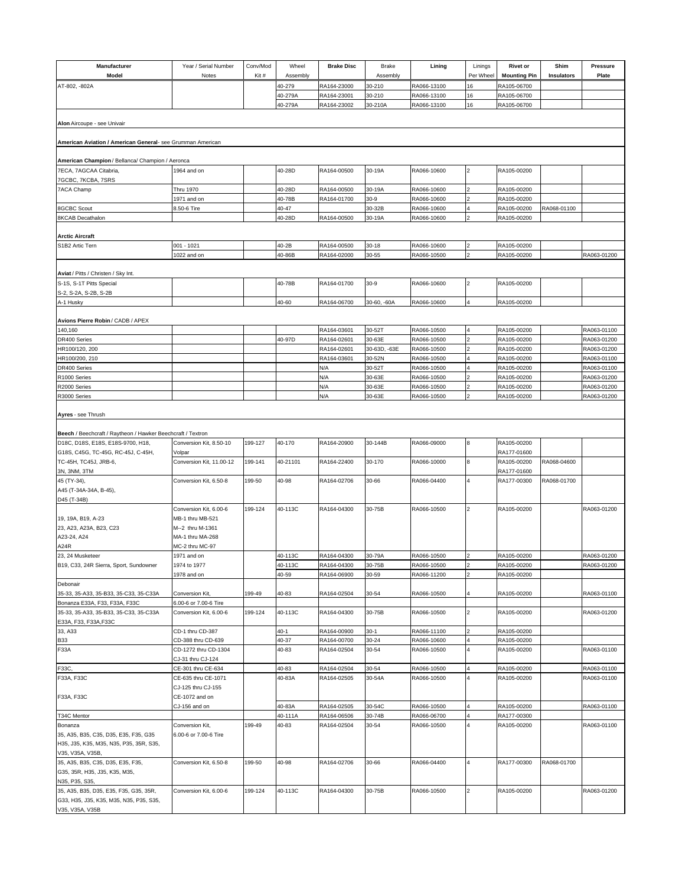| Manufacturer Model | Year / Serial Number Notes | Conv/Mod Kit # | Wheel Assembly | Brake Disc | Brake Assembly | Lining | Linings Per Wheel | Rivet or Mounting Pin | Shim Insulators | Pressure Plate |
|---|---|---|---|---|---|---|---|---|---|---|
| AT-802, -802A | | | 40-279 | RA164-23000 | 30-210 | RA066-13100 | 16 | RA105-06700 | | |
| | | | 40-279A | RA164-23001 | 30-210 | RA066-13100 | 16 | RA105-06700 | | |
| | | | 40-279A | RA164-23002 | 30-210A | RA066-13100 | 16 | RA105-06700 | | |
| **Alon** Aircoupe - see Univair | | | | | | | | | | |
| **American Aviation / American General**- see Grumman American | | | | | | | | | | |
| **American Champion** / Bellanca/ Champion / Aeronca | | | | | | | | | | |
| 7ECA, 7AGCAA Citabria, 7GCBC, 7KCBA, 7SRS | 1964 and on | | 40-28D | RA164-00500 | 30-19A | RA066-10600 | 2 | RA105-00200 | | |
| 7ACA Champ | Thru 1970 | | 40-28D | RA164-00500 | 30-19A | RA066-10600 | 2 | RA105-00200 | | |
| | 1971 and on | | 40-78B | RA164-01700 | 30-9 | RA066-10600 | 2 | RA105-00200 | | |
| 8GCBC Scout | 8.50-6 Tire | | 40-47 | | 30-32B | RA066-10600 | 4 | RA105-00200 | RA068-01100 | |
| 8KCAB Decathalon | | | 40-28D | RA164-00500 | 30-19A | RA066-10600 | 2 | RA105-00200 | | |
| **Arctic Aircraft** | | | | | | | | | | |
| S1B2 Artic Tern | 001 - 1021 | | 40-2B | RA164-00500 | 30-18 | RA066-10600 | 2 | RA105-00200 | | |
| | 1022 and on | | 40-86B | RA164-02000 | 30-55 | RA066-10500 | 2 | RA105-00200 | | RA063-01200 |
| **Aviat** / Pitts / Christen / Sky Int. | | | | | | | | | | |
| S-1S, S-1T Pitts Special S-2, S-2A, S-2B, S-2B | | | 40-78B | RA164-01700 | 30-9 | RA066-10600 | 2 | RA105-00200 | | |
| A-1 Husky | | | 40-60 | RA164-06700 | 30-60, -60A | RA066-10600 | 4 | RA105-00200 | | |
| **Avions Pierre Robin** / CADB / APEX | | | | | | | | | | |
| 140,160 | | | | RA164-03601 | 30-52T | RA066-10500 | 4 | RA105-00200 | | RA063-01100 |
| DR400 Series | | | 40-97D | RA164-02601 | 30-63E | RA066-10500 | 2 | RA105-00200 | | RA063-01200 |
| HR100/120, 200 | | | | RA164-02601 | 30-63D, -63E | RA066-10500 | 2 | RA105-00200 | | RA063-01200 |
| HR100/200, 210 | | | | RA164-03601 | 30-52N | RA066-10500 | 4 | RA105-00200 | | RA063-01100 |
| DR400 Series | | | | N/A | 30-52T | RA066-10500 | 4 | RA105-00200 | | RA063-01100 |
| R1000 Series | | | | N/A | 30-63E | RA066-10500 | 2 | RA105-00200 | | RA063-01200 |
| R2000 Series | | | | N/A | 30-63E | RA066-10500 | 2 | RA105-00200 | | RA063-01200 |
| R3000 Series | | | | N/A | 30-63E | RA066-10500 | 2 | RA105-00200 | | RA063-01200 |
| **Ayres** - see Thrush | | | | | | | | | | |
| **Beech** / Beechcraft / Raytheon / Hawker Beechcraft / Textron | | | | | | | | | | |
| D18C, D18S, E18S, E18S-9700, H18, G18S, C45G, TC-45G, RC-45J, C-45H, | Conversion Kit, 8.50-10 Volpar | 199-127 | 40-170 | RA164-20900 | 30-144B | RA066-09000 | 8 | RA105-00200 RA177-01600 | | |
| TC-45H, TC45J, JRB-6, 3N, 3NM, 3TM | Conversion Kit, 11.00-12 | 199-141 | 40-21101 | RA164-22400 | 30-170 | RA066-10000 | 8 | RA105-00200 RA177-01600 | RA068-04600 | |
| 45 (TY-34), A45 (T-34A-34A, B-45), D45 (T-34B) | Conversion Kit, 6.50-8 | 199-50 | 40-98 | RA164-02706 | 30-66 | RA066-04400 | 4 | RA177-00300 | RA068-01700 | |
| | Conversion Kit, 6.00-6 | 199-124 | 40-113C | RA164-04300 | 30-75B | RA066-10500 | 2 | RA105-00200 | | RA063-01200 |
| 19, 19A, B19, A-23 | MB-1 thru MB-521 | | | | | | | | | |
| 23, A23, A23A, B23, C23 | M--2 thru M-1361 | | | | | | | | | |
| A23-24, A24 | MA-1 thru MA-268 | | | | | | | | | |
| A24R | MC-2 thru MC-97 | | | | | | | | | |
| 23, 24 Musketeer | 1971 and on | | 40-113C | RA164-04300 | 30-79A | RA066-10500 | 2 | RA105-00200 | | RA063-01200 |
| B19, C33, 24R Sierra, Sport, Sundowner | 1974 to 1977 | | 40-113C | RA164-04300 | 30-75B | RA066-10500 | 2 | RA105-00200 | | RA063-01200 |
| | 1978 and on | | 40-59 | RA164-06900 | 30-59 | RA066-11200 | 2 | RA105-00200 | | |
| Debonair | | | | | | | | | | |
| 35-33, 35-A33, 35-B33, 35-C33, 35-C33A Bonanza E33A, F33, F33A, F33C | Conversion Kit, 6.00-6 or 7.00-6 Tire | 199-49 | 40-83 | RA164-02504 | 30-54 | RA066-10500 | 4 | RA105-00200 | | RA063-01100 |
| 35-33, 35-A33, 35-B33, 35-C33, 35-C33A E33A, F33, F33A,F33C | Conversion Kit, 6.00-6 | 199-124 | 40-113C | RA164-04300 | 30-75B | RA066-10500 | 2 | RA105-00200 | | RA063-01200 |
| 33, A33 | CD-1 thru CD-387 | | 40-1 | RA164-00900 | 30-1 | RA066-11100 | 2 | RA105-00200 | | |
| B33 | CD-388 thru CD-639 | | 40-37 | RA164-00700 | 30-24 | RA066-10600 | 4 | RA105-00200 | | |
| F33A | CD-1272 thru CD-1304 CJ-31 thru CJ-124 | | 40-83 | RA164-02504 | 30-54 | RA066-10500 | 4 | RA105-00200 | | RA063-01100 |
| F33C, | CE-301 thru CE-634 | | 40-83 | RA164-02504 | 30-54 | RA066-10500 | 4 | RA105-00200 | | RA063-01100 |
| F33A, F33C | CE-635 thru CE-1071 CJ-125 thru CJ-155 | | 40-83A | RA164-02505 | 30-54A | RA066-10500 | 4 | RA105-00200 | | RA063-01100 |
| F33A, F33C | CE-1072 and on | | | | | | | | | |
| | CJ-156 and on | | 40-83A | RA164-02505 | 30-54C | RA066-10500 | 4 | RA105-00200 | | RA063-01100 |
| T34C Mentor | | | 40-111A | RA164-06506 | 30-74B | RA066-06700 | 4 | RA177-00300 | | |
| Bonanza 35, A35, B35, C35, D35, E35, F35, G35 H35, J35, K35, M35, N35, P35, 35R, S35, V35, V35A, V35B, | Conversion Kit, 6.00-6 or 7.00-6 Tire | 199-49 | 40-83 | RA164-02504 | 30-54 | RA066-10500 | 4 | RA105-00200 | | RA063-01100 |
| 35, A35, B35, C35, D35, E35, F35, G35, 35R, H35, J35, K35, M35, N35, P35, S35, | Conversion Kit, 6.50-8 | 199-50 | 40-98 | RA164-02706 | 30-66 | RA066-04400 | 4 | RA177-00300 | RA068-01700 | |
| 35, A35, B35, D35, E35, F35, G35, 35R, G33, H35, J35, K35, M35, N35, P35, S35, V35, V35A, V35B | Conversion Kit, 6.00-6 | 199-124 | 40-113C | RA164-04300 | 30-75B | RA066-10500 | 2 | RA105-00200 | | RA063-01200 |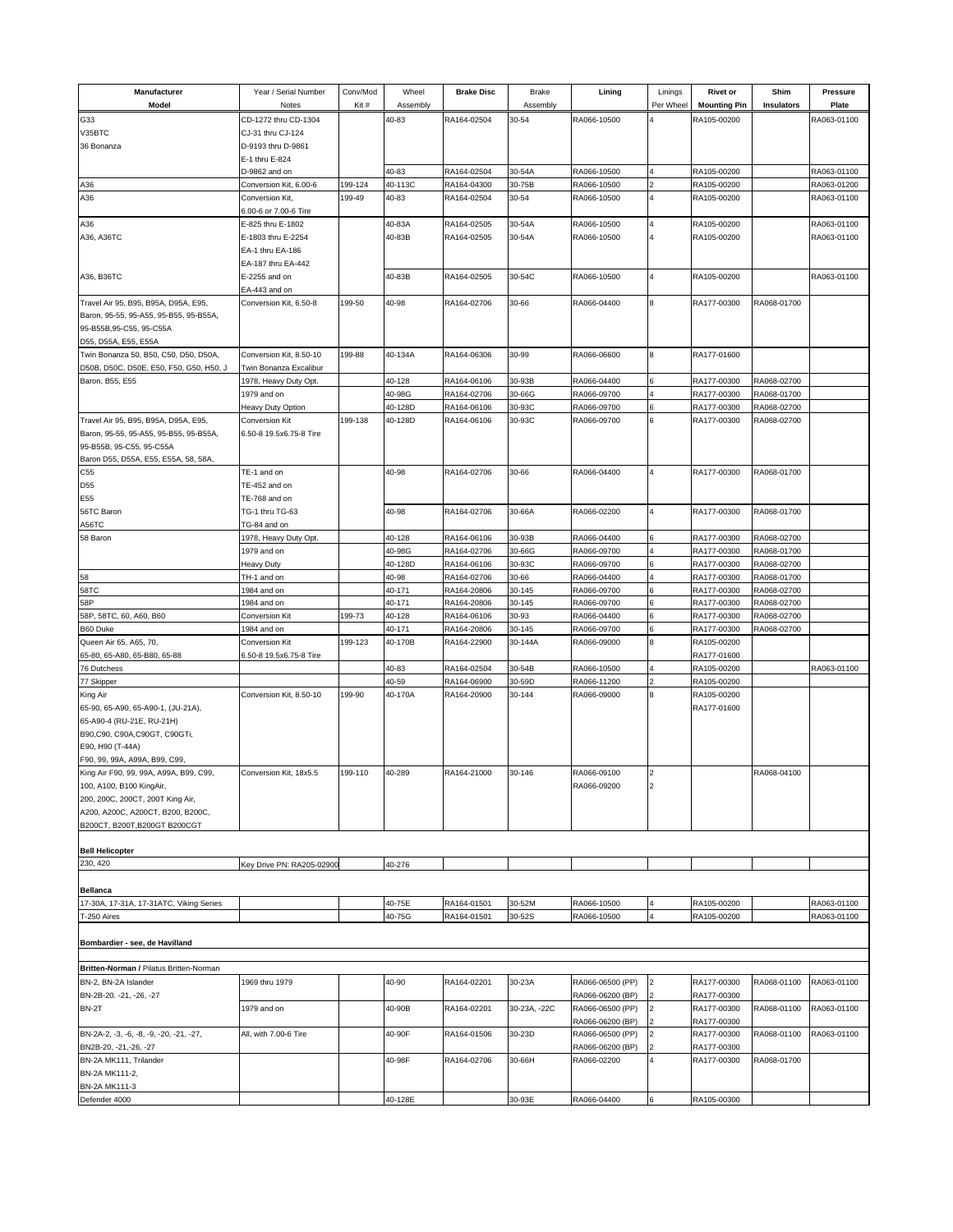| Manufacturer Model | Year / Serial Number Notes | Conv/Mod Kit # | Wheel Assembly | Brake Disc | Brake Assembly | Lining | Linings Per Wheel | Rivet or Mounting Pin | Shim Insulators | Pressure Plate |
|---|---|---|---|---|---|---|---|---|---|---|
| G33 | CD-1272 thru CD-1304 | | 40-83 | RA164-02504 | 30-54 | RA066-10500 | 4 | RA105-00200 | | RA063-01100 |
| V35BTC | CJ-31 thru CJ-124 | | | | | | | | | |
| 36 Bonanza | D-9193 thru D-9861 | | | | | | | | | |
| | E-1 thru E-824 | | | | | | | | | |
| | D-9862 and on | | 40-83 | RA164-02504 | 30-54A | RA066-10500 | 4 | RA105-00200 | | RA063-01100 |
| A36 | Conversion Kit, 6.00-6 | 199-124 | 40-113C | RA164-04300 | 30-75B | RA066-10500 | 2 | RA105-00200 | | RA063-01200 |
| A36 | Conversion Kit, 6.00-6 or 7.00-6 Tire | 199-49 | 40-83 | RA164-02504 | 30-54 | RA066-10500 | 4 | RA105-00200 | | RA063-01100 |
| A36 | E-825 thru E-1802 | | 40-83A | RA164-02505 | 30-54A | RA066-10500 | 4 | RA105-00200 | | RA063-01100 |
| A36, A36TC | E-1803 thru E-2254 | | 40-83B | RA164-02505 | 30-54A | RA066-10500 | 4 | RA105-00200 | | RA063-01100 |
| | EA-1 thru EA-186 | | | | | | | | | |
| | EA-187 thru EA-442 | | | | | | | | | |
| A36, B36TC | E-2255 and on | | 40-83B | RA164-02505 | 30-54C | RA066-10500 | 4 | RA105-00200 | | RA063-01100 |
| | EA-443 and on | | | | | | | | | |
| Travel Air 95, B95, B95A, D95A, E95, Baron, 95-55, 95-A55, 95-B55, 95-B55A, 95-B55B,95-C55, 95-C55A D55, D55A, E55, E55A | Conversion Kit, 6.50-8 | 199-50 | 40-98 | RA164-02706 | 30-66 | RA066-04400 | 8 | RA177-00300 | RA068-01700 | |
| Twin Bonanza 50, B50, C50, D50, D50A, D50B, D50C, D50E, E50, F50, G50, H50, J | Conversion Kit, 8.50-10 Twin Bonanza Excalibur | 199-88 | 40-134A | RA164-06306 | 30-99 | RA066-06600 | 8 | RA177-01600 | | |
| Baron, B55, E55 | 1978, Heavy Duty Opt. | | 40-128 | RA164-06106 | 30-93B | RA066-04400 | 6 | RA177-00300 | RA068-02700 | |
| | 1979 and on | | 40-98G | RA164-02706 | 30-66G | RA066-09700 | 4 | RA177-00300 | RA068-01700 | |
| | Heavy Duty Option | | 40-128D | RA164-06106 | 30-93C | RA066-09700 | 6 | RA177-00300 | RA068-02700 | |
| Travel Air 95, B95, B95A, D95A, E95, Baron, 95-55, 95-A55, 95-B55, 95-B55A, 95-B55B, 95-C55, 95-C55A Baron D55, D55A, E55, E55A, 58, 58A, | Conversion Kit 6.50-8 19.5x6.75-8 Tire | 199-138 | 40-128D | RA164-06106 | 30-93C | RA066-09700 | 6 | RA177-00300 | RA068-02700 | |
| C55 | TE-1 and on | | 40-98 | RA164-02706 | 30-66 | RA066-04400 | 4 | RA177-00300 | RA068-01700 | |
| D55 | TE-452 and on | | | | | | | | | |
| E55 | TE-768 and on | | | | | | | | | |
| 56TC Baron | TG-1 thru TG-63 | | 40-98 | RA164-02706 | 30-66A | RA066-02200 | 4 | RA177-00300 | RA068-01700 | |
| A56TC | TG-84 and on | | | | | | | | | |
| 58 Baron | 1978, Heavy Duty Opt. | | 40-128 | RA164-06106 | 30-93B | RA066-04400 | 6 | RA177-00300 | RA068-02700 | |
| | 1979 and on | | 40-98G | RA164-02706 | 30-66G | RA066-09700 | 4 | RA177-00300 | RA068-01700 | |
| | Heavy Duty | | 40-128D | RA164-06106 | 30-93C | RA066-09700 | 6 | RA177-00300 | RA068-02700 | |
| 58 | TH-1 and on | | 40-98 | RA164-02706 | 30-66 | RA066-04400 | 4 | RA177-00300 | RA068-01700 | |
| 58TC | 1984 and on | | 40-171 | RA164-20806 | 30-145 | RA066-09700 | 6 | RA177-00300 | RA068-02700 | |
| 58P | 1984 and on | | 40-171 | RA164-20806 | 30-145 | RA066-09700 | 6 | RA177-00300 | RA068-02700 | |
| 58P, 58TC, 60, A60, B60 | Conversion Kit | 199-73 | 40-128 | RA164-06106 | 30-93 | RA066-04400 | 6 | RA177-00300 | RA068-02700 | |
| B60 Duke | 1984 and on | | 40-171 | RA164-20806 | 30-145 | RA066-09700 | 6 | RA177-00300 | RA068-02700 | |
| Queen Air 65, A65, 70, 65-80, 65-A80, 65-B80, 65-88 | Conversion Kit 6.50-8 19.5x6.75-8 Tire | 199-123 | 40-170B | RA164-22900 | 30-144A | RA066-09000 | 8 | RA105-00200 RA177-01600 | | |
| 76 Dutchess | | | 40-83 | RA164-02504 | 30-54B | RA066-10500 | 4 | RA105-00200 | | RA063-01100 |
| 77 Skipper | | | 40-59 | RA164-06900 | 30-59D | RA066-11200 | 2 | RA105-00200 | | |
| King Air 65-90, 65-A90, 65-A90-1, (JU-21A), 65-A90-4 (RU-21E, RU-21H) B90,C90, C90A,C90GT, C90GTi, E90, H90 (T-44A) F90, 99, A99, A99A, B99, C99, | Conversion Kit, 8.50-10 | 199-90 | 40-170A | RA164-20900 | 30-144 | RA066-09000 | 8 | RA105-00200 RA177-01600 | | |
| King Air F90, 99, 99A, A99A, B99, C99, 100, A100, B100 KingAir, 200, 200C, 200CT, 200T King Air, A200, A200C, A200CT, B200, B200C, B200CT, B200T,B200GT B200CGT | Conversion Kit, 18x5.5 | 199-110 | 40-289 | RA164-21000 | 30-146 | RA066-09100 RA066-09200 | 2 2 | | RA068-04100 | |
| | | | | | | | | | | |
| **Bell Helicopter** | | | | | | | | | | |
| 230, 420 | Key Drive PN: RA205-02900 | | 40-276 | | | | | | | |
| | | | | | | | | | | |
| **Bellanca** | | | | | | | | | | |
| 17-30A, 17-31A, 17-31ATC, Viking Series | | | 40-75E | RA164-01501 | 30-52M | RA066-10500 | 4 | RA105-00200 | | RA063-01100 |
| T-250 Aires | | | 40-75G | RA164-01501 | 30-52S | RA066-10500 | 4 | RA105-00200 | | RA063-01100 |
| | | | | | | | | | | |
| **Bombardier - see, de Havilland** | | | | | | | | | | |
| | | | | | | | | | | |
| **Britten-Norman /** Pilatus Britten-Norman | | | | | | | | | | |
| BN-2, BN-2A Islander BN-2B-20. -21, -26, -27 | 1969 thru 1979 | | 40-90 | RA164-02201 | 30-23A | RA066-06500 (PP) RA066-06200 (BP) | 2 2 | RA177-00300 RA177-00300 | RA068-01100 | RA063-01100 |
| BN-2T | 1979 and on | | 40-90B | RA164-02201 | 30-23A, -22C | RA066-06500 (PP) RA066-06200 (BP) | 2 2 | RA177-00300 RA177-00300 | RA068-01100 | RA063-01100 |
| BN-2A-2, -3, -6, -8, -9, -20, -21, -27, BN2B-20, -21,-26, -27 | All, with 7.00-6 Tire | | 40-90F | RA164-01506 | 30-23D | RA066-06500 (PP) RA066-06200 (BP) | 2 2 | RA177-00300 RA177-00300 | RA068-01100 | RA063-01100 |
| BN-2A MK111, Trilander BN-2A MK111-2, BN-2A MK111-3 | | | 40-98F | RA164-02706 | 30-66H | RA066-02200 | 4 | RA177-00300 | RA068-01700 | |
| Defender 4000 | | | 40-128E | | 30-93E | RA066-04400 | 6 | RA105-00300 | | |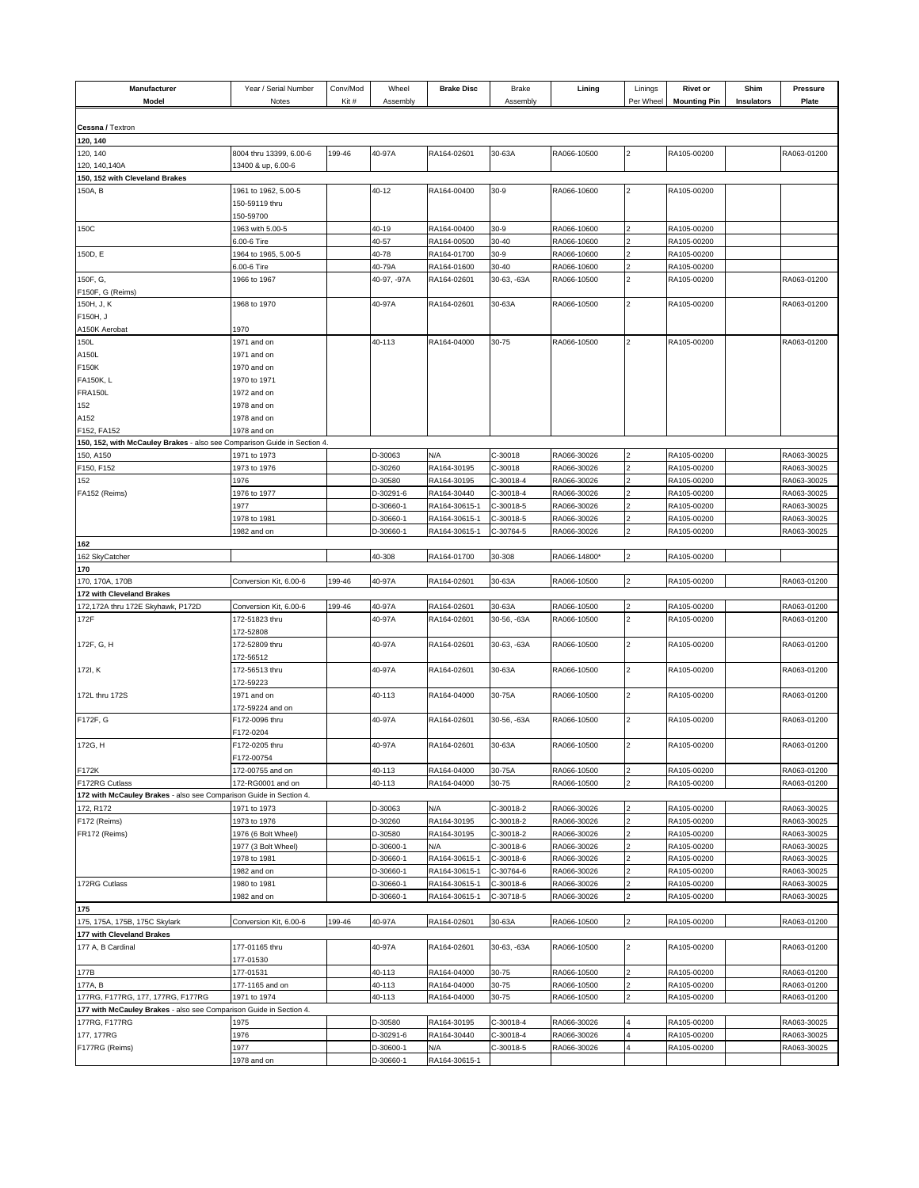| Manufacturer Model | Year / Serial Number Notes | Conv/Mod Kit # | Wheel Assembly | Brake Disc | Brake Assembly | Lining | Linings Per Wheel | Rivet or Mounting Pin | Shim Insulators | Pressure Plate |
|---|---|---|---|---|---|---|---|---|---|---|
| **Cessna / Textron** | | | | | | | | | | |
| **120, 140** | | | | | | | | | | |
| 120, 140 | 8004 thru 13399, 6.00-6 | 199-46 | 40-97A | RA164-02601 | 30-63A | RA066-10500 | 2 | RA105-00200 | | RA063-01200 |
| 120, 140,140A | 13400 & up, 6.00-6 | | | | | | | | | |
| **150, 152 with Cleveland Brakes** | | | | | | | | | | |
| 150A, B | 1961 to 1962, 5.00-5 150-59119 thru 150-59700 | | 40-12 | RA164-00400 | 30-9 | RA066-10600 | 2 | RA105-00200 | | |
| 150C | 1963 with 5.00-5 | | 40-19 | RA164-00400 | 30-9 | RA066-10600 | 2 | RA105-00200 | | |
| | 6.00-6 Tire | | 40-57 | RA164-00500 | 30-40 | RA066-10600 | 2 | RA105-00200 | | |
| 150D, E | 1964 to 1965, 5.00-5 | | 40-78 | RA164-01700 | 30-9 | RA066-10600 | 2 | RA105-00200 | | |
| | 6.00-6 Tire | | 40-79A | RA164-01600 | 30-40 | RA066-10600 | 2 | RA105-00200 | | |
| 150F, G, F150F, G (Reims) | 1966 to 1967 | | 40-97, -97A | RA164-02601 | 30-63, -63A | RA066-10500 | 2 | RA105-00200 | | RA063-01200 |
| 150H, J, K F150H, J | 1968 to 1970 | | 40-97A | RA164-02601 | 30-63A | RA066-10500 | 2 | RA105-00200 | | RA063-01200 |
| A150K Aerobat | 1970 | | | | | | | | | |
| 150L | 1971 and on | | 40-113 | RA164-04000 | 30-75 | RA066-10500 | 2 | RA105-00200 | | RA063-01200 |
| A150L | 1971 and on | | | | | | | | | |
| F150K | 1970 and on | | | | | | | | | |
| FA150K, L | 1970 to 1971 | | | | | | | | | |
| FRA150L | 1972 and on | | | | | | | | | |
| 152 | 1978 and on | | | | | | | | | |
| A152 | 1978 and on | | | | | | | | | |
| F152, FA152 | 1978 and on | | | | | | | | | |
| **150, 152, with McCauley Brakes** - also see Comparison Guide in Section 4. | | | | | | | | | | |
| 150, A150 | 1971 to 1973 | | D-30063 | N/A | C-30018 | RA066-30026 | 2 | RA105-00200 | | RA063-30025 |
| F150, F152 | 1973 to 1976 | | D-30260 | RA164-30195 | C-30018 | RA066-30026 | 2 | RA105-00200 | | RA063-30025 |
| 152 | 1976 | | D-30580 | RA164-30195 | C-30018-4 | RA066-30026 | 2 | RA105-00200 | | RA063-30025 |
| FA152 (Reims) | 1976 to 1977 | | D-30291-6 | RA164-30440 | C-30018-4 | RA066-30026 | 2 | RA105-00200 | | RA063-30025 |
| | 1977 | | D-30660-1 | RA164-30615-1 | C-30018-5 | RA066-30026 | 2 | RA105-00200 | | RA063-30025 |
| | 1978 to 1981 | | D-30660-1 | RA164-30615-1 | C-30018-5 | RA066-30026 | 2 | RA105-00200 | | RA063-30025 |
| | 1982 and on | | D-30660-1 | RA164-30615-1 | C-30764-5 | RA066-30026 | 2 | RA105-00200 | | RA063-30025 |
| **162** | | | | | | | | | | |
| 162 SkyCatcher | | | 40-308 | RA164-01700 | 30-308 | RA066-14800* | 2 | RA105-00200 | | |
| **170** | | | | | | | | | | |
| 170, 170A, 170B | Conversion Kit, 6.00-6 | 199-46 | 40-97A | RA164-02601 | 30-63A | RA066-10500 | 2 | RA105-00200 | | RA063-01200 |
| **172 with Cleveland Brakes** | | | | | | | | | | |
| 172,172A thru 172E Skyhawk, P172D | Conversion Kit, 6.00-6 | 199-46 | 40-97A | RA164-02601 | 30-63A | RA066-10500 | 2 | RA105-00200 | | RA063-01200 |
| 172F | 172-51823 thru 172-52808 | | 40-97A | RA164-02601 | 30-56, -63A | RA066-10500 | 2 | RA105-00200 | | RA063-01200 |
| 172F, G, H | 172-52809 thru 172-56512 | | 40-97A | RA164-02601 | 30-63, -63A | RA066-10500 | 2 | RA105-00200 | | RA063-01200 |
| 172I, K | 172-56513 thru 172-59223 | | 40-97A | RA164-02601 | 30-63A | RA066-10500 | 2 | RA105-00200 | | RA063-01200 |
| 172L thru 172S | 1971 and on 172-59224 and on | | 40-113 | RA164-04000 | 30-75A | RA066-10500 | 2 | RA105-00200 | | RA063-01200 |
| F172F, G | F172-0096 thru F172-0204 | | 40-97A | RA164-02601 | 30-56, -63A | RA066-10500 | 2 | RA105-00200 | | RA063-01200 |
| 172G, H | F172-0205 thru F172-00754 | | 40-97A | RA164-02601 | 30-63A | RA066-10500 | 2 | RA105-00200 | | RA063-01200 |
| F172K | 172-00755 and on | | 40-113 | RA164-04000 | 30-75A | RA066-10500 | 2 | RA105-00200 | | RA063-01200 |
| F172RG Cutlass | 172-RG0001 and on | | 40-113 | RA164-04000 | 30-75 | RA066-10500 | 2 | RA105-00200 | | RA063-01200 |
| **172 with McCauley Brakes** - also see Comparison Guide in Section 4. | | | | | | | | | | |
| 172, R172 | 1971 to 1973 | | D-30063 | N/A | C-30018-2 | RA066-30026 | 2 | RA105-00200 | | RA063-30025 |
| F172 (Reims) | 1973 to 1976 | | D-30260 | RA164-30195 | C-30018-2 | RA066-30026 | 2 | RA105-00200 | | RA063-30025 |
| FR172 (Reims) | 1976 (6 Bolt Wheel) | | D-30580 | RA164-30195 | C-30018-2 | RA066-30026 | 2 | RA105-00200 | | RA063-30025 |
| | 1977 (3 Bolt Wheel) | | D-30600-1 | N/A | C-30018-6 | RA066-30026 | 2 | RA105-00200 | | RA063-30025 |
| | 1978 to 1981 | | D-30660-1 | RA164-30615-1 | C-30018-6 | RA066-30026 | 2 | RA105-00200 | | RA063-30025 |
| | 1982 and on | | D-30660-1 | RA164-30615-1 | C-30764-6 | RA066-30026 | 2 | RA105-00200 | | RA063-30025 |
| 172RG Cutlass | 1980 to 1981 | | D-30660-1 | RA164-30615-1 | C-30018-6 | RA066-30026 | 2 | RA105-00200 | | RA063-30025 |
| | 1982 and on | | D-30660-1 | RA164-30615-1 | C-30718-5 | RA066-30026 | 2 | RA105-00200 | | RA063-30025 |
| **175** | | | | | | | | | | |
| 175, 175A, 175B, 175C Skylark | Conversion Kit, 6.00-6 | 199-46 | 40-97A | RA164-02601 | 30-63A | RA066-10500 | 2 | RA105-00200 | | RA063-01200 |
| **177 with Cleveland Brakes** | | | | | | | | | | |
| 177 A, B Cardinal | 177-01165 thru 177-01530 | | 40-97A | RA164-02601 | 30-63, -63A | RA066-10500 | 2 | RA105-00200 | | RA063-01200 |
| 177B | 177-01531 | | 40-113 | RA164-04000 | 30-75 | RA066-10500 | 2 | RA105-00200 | | RA063-01200 |
| 177A, B | 177-1165 and on | | 40-113 | RA164-04000 | 30-75 | RA066-10500 | 2 | RA105-00200 | | RA063-01200 |
| 177RG, F177RG, 177, 177RG, F177RG | 1971 to 1974 | | 40-113 | RA164-04000 | 30-75 | RA066-10500 | 2 | RA105-00200 | | RA063-01200 |
| **177 with McCauley Brakes** - also see Comparison Guide in Section 4. | | | | | | | | | | |
| 177RG, F177RG | 1975 | | D-30580 | RA164-30195 | C-30018-4 | RA066-30026 | 4 | RA105-00200 | | RA063-30025 |
| 177, 177RG | 1976 | | D-30291-6 | RA164-30440 | C-30018-4 | RA066-30026 | 4 | RA105-00200 | | RA063-30025 |
| F177RG (Reims) | 1977 | | D-30600-1 | N/A | C-30018-5 | RA066-30026 | 4 | RA105-00200 | | RA063-30025 |
| | 1978 and on | | D-30660-1 | RA164-30615-1 | | | | | | |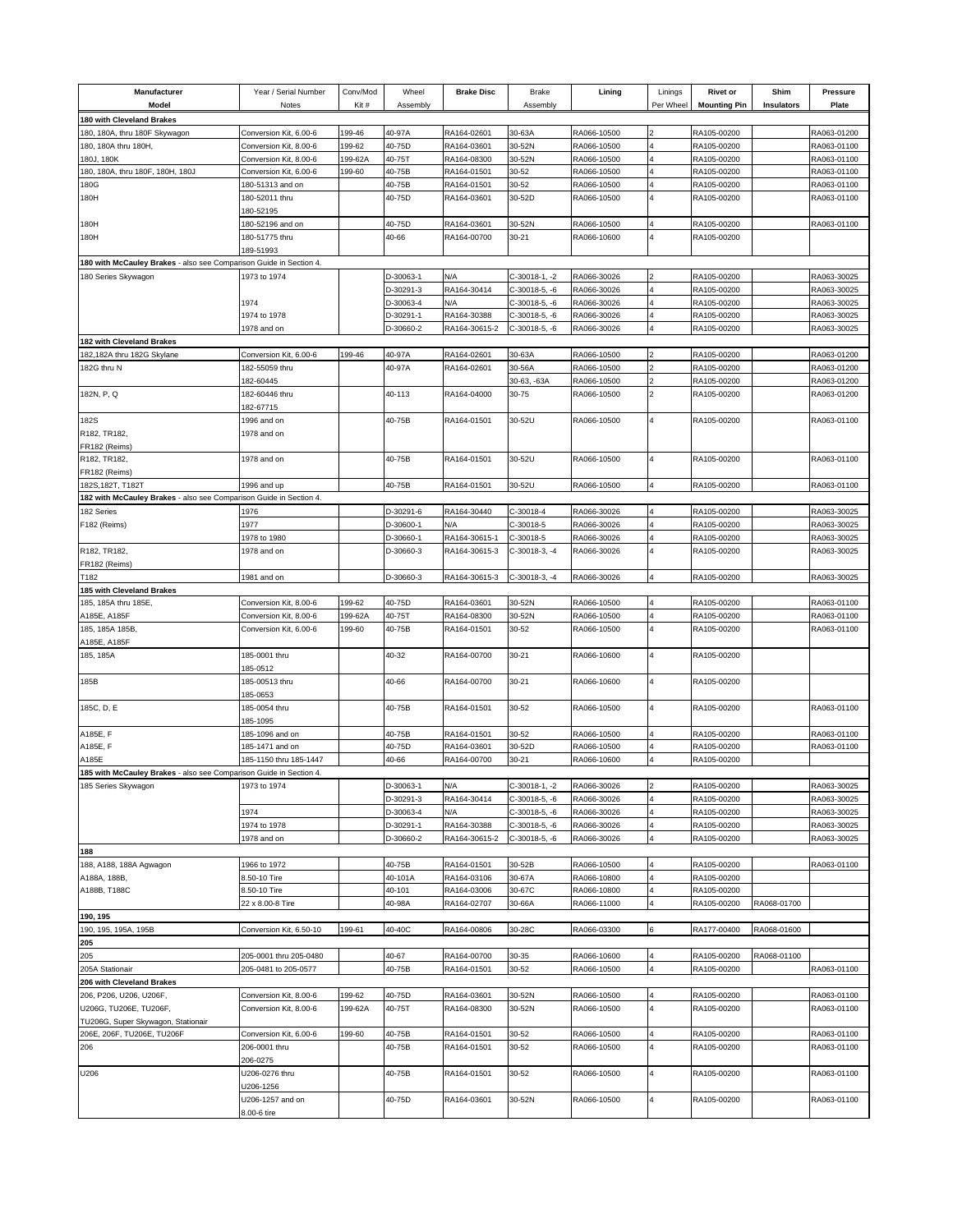| Manufacturer Model | Year / Serial Number Notes | Conv/Mod Kit # | Wheel Assembly | Brake Disc | Brake Assembly | Lining | Linings Per Wheel | Rivet or Mounting Pin | Shim Insulators | Pressure Plate |
|---|---|---|---|---|---|---|---|---|---|---|
| **180 with Cleveland Brakes** | | | | | | | | | | |
| 180, 180A, thru 180F Skywagon | Conversion Kit, 6.00-6 | 199-46 | 40-97A | RA164-02601 | 30-63A | RA066-10500 | 2 | RA105-00200 | | RA063-01200 |
| 180, 180A thru 180H, | Conversion Kit, 8.00-6 | 199-62 | 40-75D | RA164-03601 | 30-52N | RA066-10500 | 4 | RA105-00200 | | RA063-01100 |
| 180J, 180K | Conversion Kit, 8.00-6 | 199-62A | 40-75T | RA164-08300 | 30-52N | RA066-10500 | 4 | RA105-00200 | | RA063-01100 |
| 180, 180A, thru 180F, 180H, 180J | Conversion Kit, 6.00-6 | 199-60 | 40-75B | RA164-01501 | 30-52 | RA066-10500 | 4 | RA105-00200 | | RA063-01100 |
| 180G | 180-51313 and on | | 40-75B | RA164-01501 | 30-52 | RA066-10500 | 4 | RA105-00200 | | RA063-01100 |
| 180H | 180-52011 thru 180-52195 | | 40-75D | RA164-03601 | 30-52D | RA066-10500 | 4 | RA105-00200 | | RA063-01100 |
| 180H | 180-52196 and on | | 40-75D | RA164-03601 | 30-52N | RA066-10500 | 4 | RA105-00200 | | RA063-01100 |
| 180H | 180-51775 thru 189-51993 | | 40-66 | RA164-00700 | 30-21 | RA066-10600 | 4 | RA105-00200 | | |
| **180 with McCauley Brakes** - also see Comparison Guide in Section 4. | | | | | | | | | | |
| 180 Series Skywagon | 1973 to 1974 | | D-30063-1 | N/A | C-30018-1, -2 | RA066-30026 | 2 | RA105-00200 | | RA063-30025 |
| | | | D-30291-3 | RA164-30414 | C-30018-5, -6 | RA066-30026 | 4 | RA105-00200 | | RA063-30025 |
| | 1974 | | D-30063-4 | N/A | C-30018-5, -6 | RA066-30026 | 4 | RA105-00200 | | RA063-30025 |
| | 1974 to 1978 | | D-30291-1 | RA164-30388 | C-30018-5, -6 | RA066-30026 | 4 | RA105-00200 | | RA063-30025 |
| | 1978 and on | | D-30660-2 | RA164-30615-2 | C-30018-5, -6 | RA066-30026 | 4 | RA105-00200 | | RA063-30025 |
| **182 with Cleveland Brakes** | | | | | | | | | | |
| 182,182A thru 182G Skylane | Conversion Kit, 6.00-6 | 199-46 | 40-97A | RA164-02601 | 30-63A | RA066-10500 | 2 | RA105-00200 | | RA063-01200 |
| 182G thru N | 182-55059 thru | | 40-97A | RA164-02601 | 30-56A | RA066-10500 | 2 | RA105-00200 | | RA063-01200 |
| | 182-60445 | | | | 30-63, -63A | RA066-10500 | 2 | RA105-00200 | | RA063-01200 |
| 182N, P, Q | 182-60446 thru 182-67715 | | 40-113 | RA164-04000 | 30-75 | RA066-10500 | 2 | RA105-00200 | | RA063-01200 |
| 182S R182, TR182, FR182 (Reims) | 1996 and on 1978 and on | | 40-75B | RA164-01501 | 30-52U | RA066-10500 | 4 | RA105-00200 | | RA063-01100 |
| R182, TR182, FR182 (Reims) | 1978 and on | | 40-75B | RA164-01501 | 30-52U | RA066-10500 | 4 | RA105-00200 | | RA063-01100 |
| 182S,182T, T182T | 1996 and up | | 40-75B | RA164-01501 | 30-52U | RA066-10500 | 4 | RA105-00200 | | RA063-01100 |
| **182 with McCauley Brakes** - also see Comparison Guide in Section 4. | | | | | | | | | | |
| 182 Series | 1976 | | D-30291-6 | RA164-30440 | C-30018-4 | RA066-30026 | 4 | RA105-00200 | | RA063-30025 |
| F182 (Reims) | 1977 | | D-30600-1 | N/A | C-30018-5 | RA066-30026 | 4 | RA105-00200 | | RA063-30025 |
| | 1978 to 1980 | | D-30660-1 | RA164-30615-1 | C-30018-5 | RA066-30026 | 4 | RA105-00200 | | RA063-30025 |
| R182, TR182, FR182 (Reims) | 1978 and on | | D-30660-3 | RA164-30615-3 | C-30018-3, -4 | RA066-30026 | 4 | RA105-00200 | | RA063-30025 |
| T182 | 1981 and on | | D-30660-3 | RA164-30615-3 | C-30018-3, -4 | RA066-30026 | 4 | RA105-00200 | | RA063-30025 |
| **185 with Cleveland Brakes** | | | | | | | | | | |
| 185, 185A thru 185E, | Conversion Kit, 8.00-6 | 199-62 | 40-75D | RA164-03601 | 30-52N | RA066-10500 | 4 | RA105-00200 | | RA063-01100 |
| A185E, A185F | Conversion Kit, 8.00-6 | 199-62A | 40-75T | RA164-08300 | 30-52N | RA066-10500 | 4 | RA105-00200 | | RA063-01100 |
| 185, 185A 185B, A185E, A185F | Conversion Kit, 6.00-6 | 199-60 | 40-75B | RA164-01501 | 30-52 | RA066-10500 | 4 | RA105-00200 | | RA063-01100 |
| 185, 185A | 185-0001 thru 185-0512 | | 40-32 | RA164-00700 | 30-21 | RA066-10600 | 4 | RA105-00200 | | |
| 185B | 185-00513 thru 185-0653 | | 40-66 | RA164-00700 | 30-21 | RA066-10600 | 4 | RA105-00200 | | |
| 185C, D, E | 185-0054 thru 185-1095 | | 40-75B | RA164-01501 | 30-52 | RA066-10500 | 4 | RA105-00200 | | RA063-01100 |
| A185E, F | 185-1096 and on | | 40-75B | RA164-01501 | 30-52 | RA066-10500 | 4 | RA105-00200 | | RA063-01100 |
| A185E, F | 185-1471 and on | | 40-75D | RA164-03601 | 30-52D | RA066-10500 | 4 | RA105-00200 | | RA063-01100 |
| A185E | 185-1150 thru 185-1447 | | 40-66 | RA164-00700 | 30-21 | RA066-10600 | 4 | RA105-00200 | | |
| **185 with McCauley Brakes** - also see Comparison Guide in Section 4. | | | | | | | | | | |
| 185 Series Skywagon | 1973 to 1974 | | D-30063-1 | N/A | C-30018-1, -2 | RA066-30026 | 2 | RA105-00200 | | RA063-30025 |
| | | | D-30291-3 | RA164-30414 | C-30018-5, -6 | RA066-30026 | 4 | RA105-00200 | | RA063-30025 |
| | 1974 | | D-30063-4 | N/A | C-30018-5, -6 | RA066-30026 | 4 | RA105-00200 | | RA063-30025 |
| | 1974 to 1978 | | D-30291-1 | RA164-30388 | C-30018-5, -6 | RA066-30026 | 4 | RA105-00200 | | RA063-30025 |
| | 1978 and on | | D-30660-2 | RA164-30615-2 | C-30018-5, -6 | RA066-30026 | 4 | RA105-00200 | | RA063-30025 |
| **188** | | | | | | | | | | |
| 188, A188, 188A Agwagon | 1966 to 1972 | | 40-75B | RA164-01501 | 30-52B | RA066-10500 | 4 | RA105-00200 | | RA063-01100 |
| A188A, 188B, | 8.50-10 Tire | | 40-101A | RA164-03106 | 30-67A | RA066-10800 | 4 | RA105-00200 | | |
| A188B, T188C | 8.50-10 Tire | | 40-101 | RA164-03006 | 30-67C | RA066-10800 | 4 | RA105-00200 | | |
| | 22 x 8.00-8 Tire | | 40-98A | RA164-02707 | 30-66A | RA066-11000 | 4 | RA105-00200 | RA068-01700 | |
| **190, 195** | | | | | | | | | | |
| 190, 195, 195A, 195B | Conversion Kit, 6.50-10 | 199-61 | 40-40C | RA164-00806 | 30-28C | RA066-03300 | 6 | RA177-00400 | RA068-01600 | |
| **205** | | | | | | | | | | |
| 205 | 205-0001 thru 205-0480 | | 40-67 | RA164-00700 | 30-35 | RA066-10600 | 4 | RA105-00200 | RA068-01100 | |
| 205A Stationair | 205-0481 to 205-0577 | | 40-75B | RA164-01501 | 30-52 | RA066-10500 | 4 | RA105-00200 | | RA063-01100 |
| **206 with Cleveland Brakes** | | | | | | | | | | |
| 206, P206, U206, U206F, | Conversion Kit, 8.00-6 | 199-62 | 40-75D | RA164-03601 | 30-52N | RA066-10500 | 4 | RA105-00200 | | RA063-01100 |
| U206G, TU206E, TU206F, TU206G, Super Skywagon, Stationair | Conversion Kit, 8.00-6 | 199-62A | 40-75T | RA164-08300 | 30-52N | RA066-10500 | 4 | RA105-00200 | | RA063-01100 |
| 206E, 206F, TU206E, TU206F | Conversion Kit, 6.00-6 | 199-60 | 40-75B | RA164-01501 | 30-52 | RA066-10500 | 4 | RA105-00200 | | RA063-01100 |
| 206 | 206-0001 thru 206-0275 | | 40-75B | RA164-01501 | 30-52 | RA066-10500 | 4 | RA105-00200 | | RA063-01100 |
| U206 | U206-0276 thru U206-1256 | | 40-75B | RA164-01501 | 30-52 | RA066-10500 | 4 | RA105-00200 | | RA063-01100 |
| | U206-1257 and on 8.00-6 tire | | 40-75D | RA164-03601 | 30-52N | RA066-10500 | 4 | RA105-00200 | | RA063-01100 |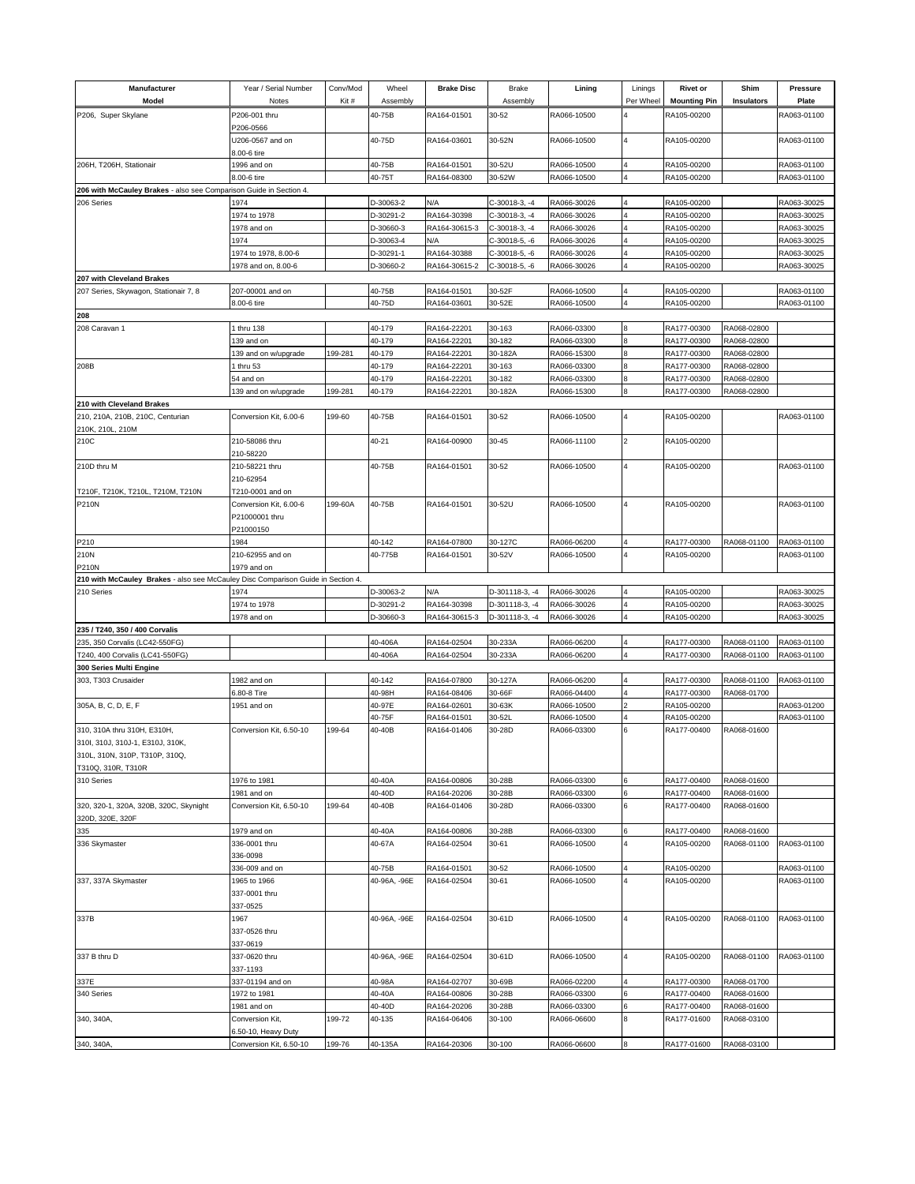| Manufacturer Model | Year / Serial Number Notes | Conv/Mod Kit # | Wheel Assembly | Brake Disc | Brake Assembly | Lining | Linings Per Wheel | Rivet or Mounting Pin | Shim Insulators | Pressure Plate |
|---|---|---|---|---|---|---|---|---|---|---|
| P206, Super Skylane | P206-001 thru P206-0566 | | 40-75B | RA164-01501 | 30-52 | RA066-10500 | 4 | RA105-00200 | | RA063-01100 |
| | U206-0567 and on 8.00-6 tire | | 40-75D | RA164-03601 | 30-52N | RA066-10500 | 4 | RA105-00200 | | RA063-01100 |
| 206H, T206H, Stationair | 1996 and on | | 40-75B | RA164-01501 | 30-52U | RA066-10500 | 4 | RA105-00200 | | RA063-01100 |
| | 8.00-6 tire | | 40-75T | RA164-08300 | 30-52W | RA066-10500 | 4 | RA105-00200 | | RA063-01100 |
| **206 with McCauley Brakes** - also see Comparison Guide in Section 4. | | | | | | | | | | |
| 206 Series | 1974 | | D-30063-2 | N/A | C-30018-3, -4 | RA066-30026 | 4 | RA105-00200 | | RA063-30025 |
| | 1974 to 1978 | | D-30291-2 | RA164-30398 | C-30018-3, -4 | RA066-30026 | 4 | RA105-00200 | | RA063-30025 |
| | 1978 and on | | D-30660-3 | RA164-30615-3 | C-30018-3, -4 | RA066-30026 | 4 | RA105-00200 | | RA063-30025 |
| | 1974 | | D-30063-4 | N/A | C-30018-5, -6 | RA066-30026 | 4 | RA105-00200 | | RA063-30025 |
| | 1974 to 1978, 8.00-6 | | D-30291-1 | RA164-30388 | C-30018-5, -6 | RA066-30026 | 4 | RA105-00200 | | RA063-30025 |
| | 1978 and on, 8.00-6 | | D-30660-2 | RA164-30615-2 | C-30018-5, -6 | RA066-30026 | 4 | RA105-00200 | | RA063-30025 |
| **207 with Cleveland Brakes** | | | | | | | | | | |
| 207 Series, Skywagon, Stationair 7, 8 | 207-00001 and on | | 40-75B | RA164-01501 | 30-52F | RA066-10500 | 4 | RA105-00200 | | RA063-01100 |
| | 8.00-6 tire | | 40-75D | RA164-03601 | 30-52E | RA066-10500 | 4 | RA105-00200 | | RA063-01100 |
| **208** | | | | | | | | | | |
| 208 Caravan 1 | 1 thru 138 | | 40-179 | RA164-22201 | 30-163 | RA066-03300 | 8 | RA177-00300 | RA068-02800 | |
| | 139 and on | | 40-179 | RA164-22201 | 30-182 | RA066-03300 | 8 | RA177-00300 | RA068-02800 | |
| | 139 and on w/upgrade | 199-281 | 40-179 | RA164-22201 | 30-182A | RA066-15300 | 8 | RA177-00300 | RA068-02800 | |
| 208B | 1 thru 53 | | 40-179 | RA164-22201 | 30-163 | RA066-03300 | 8 | RA177-00300 | RA068-02800 | |
| | 54 and on | | 40-179 | RA164-22201 | 30-182 | RA066-03300 | 8 | RA177-00300 | RA068-02800 | |
| | 139 and on w/upgrade | 199-281 | 40-179 | RA164-22201 | 30-182A | RA066-15300 | 8 | RA177-00300 | RA068-02800 | |
| **210 with Cleveland Brakes** | | | | | | | | | | |
| 210, 210A, 210B, 210C, Centurian 210K, 210L, 210M | Conversion Kit, 6.00-6 | 199-60 | 40-75B | RA164-01501 | 30-52 | RA066-10500 | 4 | RA105-00200 | | RA063-01100 |
| 210C | 210-58086 thru 210-58220 | | 40-21 | RA164-00900 | 30-45 | RA066-11100 | 2 | RA105-00200 | | |
| 210D thru M | 210-58221 thru 210-62954 | | 40-75B | RA164-01501 | 30-52 | RA066-10500 | 4 | RA105-00200 | | RA063-01100 |
| T210F, T210K, T210L, T210M, T210N | T210-0001 and on | | | | | | | | | |
| P210N | Conversion Kit, 6.00-6 P21000001 thru P21000150 | 199-60A | 40-75B | RA164-01501 | 30-52U | RA066-10500 | 4 | RA105-00200 | | RA063-01100 |
| P210 | 1984 | | 40-142 | RA164-07800 | 30-127C | RA066-06200 | 4 | RA177-00300 | RA068-01100 | RA063-01100 |
| 210N | 210-62955 and on | | 40-775B | RA164-01501 | 30-52V | RA066-10500 | 4 | RA105-00200 | | RA063-01100 |
| P210N | 1979 and on | | | | | | | | | |
| **210 with McCauley Brakes** - also see McCauley Disc Comparison Guide in Section 4. | | | | | | | | | | |
| 210 Series | 1974 | | D-30063-2 | N/A | D-301118-3, -4 | RA066-30026 | 4 | RA105-00200 | | RA063-30025 |
| | 1974 to 1978 | | D-30291-2 | RA164-30398 | D-301118-3, -4 | RA066-30026 | 4 | RA105-00200 | | RA063-30025 |
| | 1978 and on | | D-30660-3 | RA164-30615-3 | D-301118-3, -4 | RA066-30026 | 4 | RA105-00200 | | RA063-30025 |
| **235 / T240, 350 / 400 Corvalis** | | | | | | | | | | |
| 235, 350 Corvalis (LC42-550FG) | | | 40-406A | RA164-02504 | 30-233A | RA066-06200 | 4 | RA177-00300 | RA068-01100 | RA063-01100 |
| T240, 400 Corvalis (LC41-550FG) | | | 40-406A | RA164-02504 | 30-233A | RA066-06200 | 4 | RA177-00300 | RA068-01100 | RA063-01100 |
| **300 Series Multi Engine** | | | | | | | | | | |
| 303, T303 Crusaider | 1982 and on | | 40-142 | RA164-07800 | 30-127A | RA066-06200 | 4 | RA177-00300 | RA068-01100 | RA063-01100 |
| | 6.80-8 Tire | | 40-98H | RA164-08406 | 30-66F | RA066-04400 | 4 | RA177-00300 | RA068-01700 | |
| 305A, B, C, D, E, F | 1951 and on | | 40-97E | RA164-02601 | 30-63K | RA066-10500 | 2 | RA105-00200 | | RA063-01200 |
| | | | 40-75F | RA164-01501 | 30-52L | RA066-10500 | 4 | RA105-00200 | | RA063-01100 |
| 310, 310A thru 310H, E310H, 310I, 310J, 310J-1, E310J, 310K, 310L, 310N, 310P, T310P, 310Q, T310Q, 310R, T310R | Conversion Kit, 6.50-10 | 199-64 | 40-40B | RA164-01406 | 30-28D | RA066-03300 | 6 | RA177-00400 | RA068-01600 | |
| 310 Series | 1976 to 1981 | | 40-40A | RA164-00806 | 30-28B | RA066-03300 | 6 | RA177-00400 | RA068-01600 | |
| | 1981 and on | | 40-40D | RA164-20206 | 30-28B | RA066-03300 | 6 | RA177-00400 | RA068-01600 | |
| 320, 320-1, 320A, 320B, 320C, Skynight 320D, 320E, 320F | Conversion Kit, 6.50-10 | 199-64 | 40-40B | RA164-01406 | 30-28D | RA066-03300 | 6 | RA177-00400 | RA068-01600 | |
| 335 | 1979 and on | | 40-40A | RA164-00806 | 30-28B | RA066-03300 | 6 | RA177-00400 | RA068-01600 | |
| 336 Skymaster | 336-0001 thru 336-0098 | | 40-67A | RA164-02504 | 30-61 | RA066-10500 | 4 | RA105-00200 | RA068-01100 | RA063-01100 |
| | 336-009 and on | | 40-75B | RA164-01501 | 30-52 | RA066-10500 | 4 | RA105-00200 | | RA063-01100 |
| 337, 337A Skymaster | 1965 to 1966 337-0001 thru 337-0525 | | 40-96A, -96E | RA164-02504 | 30-61 | RA066-10500 | 4 | RA105-00200 | | RA063-01100 |
| 337B | 1967 337-0526 thru 337-0619 | | 40-96A, -96E | RA164-02504 | 30-61D | RA066-10500 | 4 | RA105-00200 | RA068-01100 | RA063-01100 |
| 337 B thru D | 337-0620 thru 337-1193 | | 40-96A, -96E | RA164-02504 | 30-61D | RA066-10500 | 4 | RA105-00200 | RA068-01100 | RA063-01100 |
| 337E | 337-01194 and on | | 40-98A | RA164-02707 | 30-69B | RA066-02200 | 4 | RA177-00300 | RA068-01700 | |
| 340 Series | 1972 to 1981 | | 40-40A | RA164-00806 | 30-28B | RA066-03300 | 6 | RA177-00400 | RA068-01600 | |
| | 1981 and on | | 40-40D | RA164-20206 | 30-28B | RA066-03300 | 6 | RA177-00400 | RA068-01600 | |
| 340, 340A, | Conversion Kit, 6.50-10, Heavy Duty | 199-72 | 40-135 | RA164-06406 | 30-100 | RA066-06600 | 8 | RA177-01600 | RA068-03100 | |
| 340, 340A, | Conversion Kit, 6.50-10 | 199-76 | 40-135A | RA164-20306 | 30-100 | RA066-06600 | 8 | RA177-01600 | RA068-03100 | |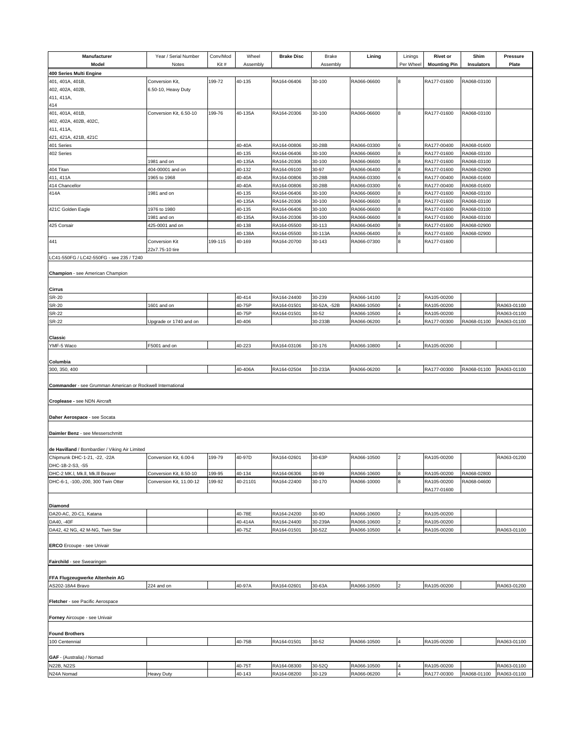| Manufacturer Model | Year / Serial Number Notes | Conv/Mod Kit # | Wheel Assembly | Brake Disc | Brake Assembly | Lining | Linings Per Wheel | Rivet or Mounting Pin | Shim Insulators | Pressure Plate |
|---|---|---|---|---|---|---|---|---|---|---|
| **400 Series Multi Engine** | | | | | | | | | | |
| 401, 401A, 401B, 402, 402A, 402B, 411, 411A, 414 | Conversion Kit, 6.50-10, Heavy Duty | 199-72 | 40-135 | RA164-06406 | 30-100 | RA066-06600 | 8 | RA177-01600 | RA068-03100 | |
| 401, 401A, 401B, 402, 402A, 402B, 402C, 411, 411A, 421, 421A, 421B, 421C | Conversion Kit, 6.50-10 | 199-76 | 40-135A | RA164-20306 | 30-100 | RA066-06600 | 8 | RA177-01600 | RA068-03100 | |
| 401 Series | | | 40-40A | RA164-00806 | 30-28B | RA066-03300 | 6 | RA177-00400 | RA068-01600 | |
| 402 Series | | | 40-135 | RA164-06406 | 30-100 | RA066-06600 | 8 | RA177-01600 | RA068-03100 | |
| | 1981 and on | | 40-135A | RA164-20306 | 30-100 | RA066-06600 | 8 | RA177-01600 | RA068-03100 | |
| 404 Titan | 404-00001 and on | | 40-132 | RA164-09100 | 30-97 | RA066-06400 | 8 | RA177-01600 | RA068-02900 | |
| 411, 411A | 1965 to 1968 | | 40-40A | RA164-00806 | 30-28B | RA066-03300 | 6 | RA177-00400 | RA068-01600 | |
| 414 Chancellor | | | 40-40A | RA164-00806 | 30-28B | RA066-03300 | 6 | RA177-00400 | RA068-01600 | |
| 414A | 1981 and on | | 40-135 | RA164-06406 | 30-100 | RA066-06600 | 8 | RA177-01600 | RA068-03100 | |
| | | | 40-135A | RA164-20306 | 30-100 | RA066-06600 | 8 | RA177-01600 | RA068-03100 | |
| 421C Golden Eagle | 1976 to 1980 | | 40-135 | RA164-06406 | 30-100 | RA066-06600 | 8 | RA177-01600 | RA068-03100 | |
| | 1981 and on | | 40-135A | RA164-20306 | 30-100 | RA066-06600 | 8 | RA177-01600 | RA068-03100 | |
| 425 Corsair | 425-0001 and on | | 40-138 | RA164-05500 | 30-113 | RA066-06400 | 8 | RA177-01600 | RA068-02900 | |
| | | | 40-138A | RA164-05500 | 30-113A | RA066-06400 | 8 | RA177-01600 | RA068-02900 | |
| 441 | Conversion Kit 22x7.75-10 tire | 199-115 | 40-169 | RA164-20700 | 30-143 | RA066-07300 | 8 | RA177-01600 | | |
| LC41-550FG / LC42-550FG - see 235 / T240 | | | | | | | | | | |
| **Champion** - see American Champion | | | | | | | | | | |
| **Cirrus** | | | | | | | | | | |
| SR-20 | | | 40-414 | RA164-24400 | 30-239 | RA066-14100 | 2 | RA105-00200 | | |
| SR-20 | 1601 and on | | 40-75P | RA164-01501 | 30-52A, -52B | RA066-10500 | 4 | RA105-00200 | | RA063-01100 |
| SR-22 | | | 40-75P | RA164-01501 | 30-52 | RA066-10500 | 4 | RA105-00200 | | RA063-01100 |
| SR-22 | Upgrade or 1740 and on | | 40-406 | | 30-233B | RA066-06200 | 4 | RA177-00300 | RA068-01100 | RA063-01100 |
| **Classic** | | | | | | | | | | |
| YMF-5 Waco | F5001 and on | | 40-223 | RA164-03106 | 30-176 | RA066-10800 | 4 | RA105-00200 | | |
| **Columbia** | | | | | | | | | | |
| 300, 350, 400 | | | 40-406A | RA164-02504 | 30-233A | RA066-06200 | 4 | RA177-00300 | RA068-01100 | RA063-01100 |
| **Commander** - see Grumman American or Rockwell International | | | | | | | | | | |
| **Croplease -** see NDN Aircraft | | | | | | | | | | |
| **Daher Aerospace** - see Socata | | | | | | | | | | |
| **Daimler Benz** - see Messerschmitt | | | | | | | | | | |
| **de Havilland** / Bombardier / Viking Air Limited | | | | | | | | | | |
| Chipmunk DHC-1-21, -22, -22A DHC-1B-2-S3, -S5 | Conversion Kit, 6.00-6 | 199-79 | 40-97D | RA164-02601 | 30-63P | RA066-10500 | 2 | RA105-00200 | | RA063-01200 |
| DHC-2 MK.I, Mk.II, Mk.III Beaver | Conversion Kit, 8.50-10 | 199-95 | 40-134 | RA164-06306 | 30-99 | RA066-10600 | 8 | RA105-00200 | RA068-02800 | |
| DHC-6-1, -100,-200, 300 Twin Otter | Conversion Kit, 11.00-12 | 199-92 | 40-21101 | RA164-22400 | 30-170 | RA066-10000 | 8 | RA105-00200 RA177-01600 | RA068-04600 | |
| **Diamond** | | | | | | | | | | |
| DA20-AC, 20-C1, Katana | | | 40-78E | RA164-24200 | 30-9D | RA066-10600 | 2 | RA105-00200 | | |
| DA40, -40F | | | 40-414A | RA164-24400 | 30-239A | RA066-10600 | 2 | RA105-00200 | | |
| DA42, 42 NG, 42 M-NG, Twin Star | | | 40-75Z | RA164-01501 | 30-52Z | RA066-10500 | 4 | RA105-00200 | | RA063-01100 |
| **ERCO** Ercoupe - see Univair | | | | | | | | | | |
| **Fairchild** - see Swearingen | | | | | | | | | | |
| **FFA Flugzeugwerke Altenhein AG** | | | | | | | | | | |
| AS202-18A4 Bravo | 224 and on | | 40-97A | RA164-02601 | 30-63A | RA066-10500 | 2 | RA105-00200 | | RA063-01200 |
| **Fletcher** - see Pacific Aerospace | | | | | | | | | | |
| **Forney** Aircoupe - see Univair | | | | | | | | | | |
| **Found Brothers** | | | | | | | | | | |
| 100 Centennial | | | 40-75B | RA164-01501 | 30-52 | RA066-10500 | 4 | RA105-00200 | | RA063-01100 |
| **GAF** - (Australia) / Nomad | | | | | | | | | | |
| N22B, N22S | | | 40-75T | RA164-08300 | 30-52Q | RA066-10500 | 4 | RA105-00200 | | RA063-01100 |
| N24A Nomad | Heavy Duty | | 40-143 | RA164-08200 | 30-129 | RA066-06200 | 4 | RA177-00300 | RA068-01100 | RA063-01100 |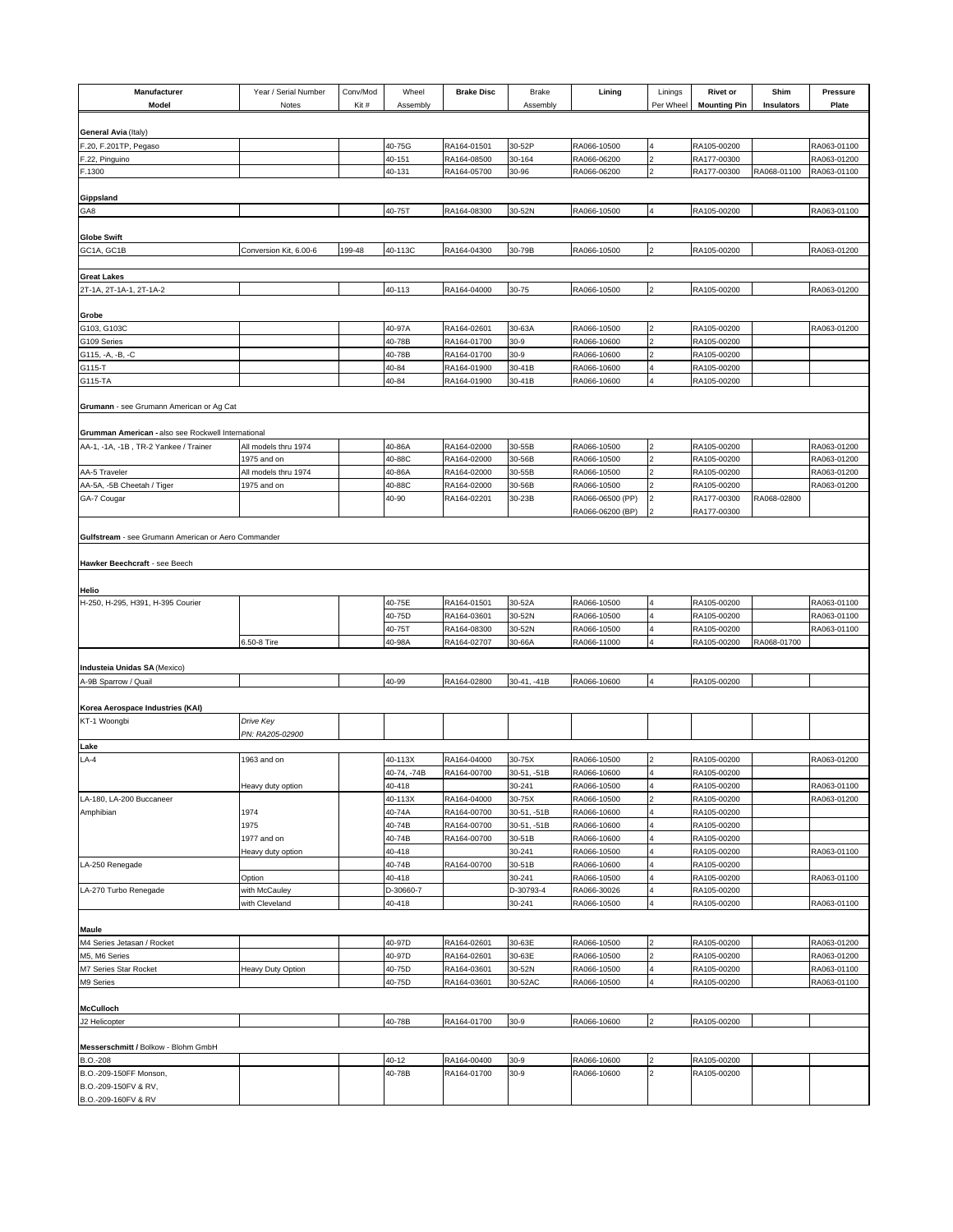| Manufacturer Model | Year / Serial Number Notes | Conv/Mod Kit # | Wheel Assembly | Brake Disc | Brake Assembly | Lining | Linings Per Wheel | Rivet or Mounting Pin | Shim Insulators | Pressure Plate |
|---|---|---|---|---|---|---|---|---|---|---|
| **General Avia** (Italy) | | | | | | | | | | |
| F.20, F.201TP, Pegaso | | | 40-75G | RA164-01501 | 30-52P | RA066-10500 | 4 | RA105-00200 | | RA063-01100 |
| F.22, Pinguino | | | 40-151 | RA164-08500 | 30-164 | RA066-06200 | 2 | RA177-00300 | | RA063-01200 |
| F.1300 | | | 40-131 | RA164-05700 | 30-96 | RA066-06200 | 2 | RA177-00300 | RA068-01100 | RA063-01100 |
| **Gippsland** | | | | | | | | | | |
| GA8 | | | 40-75T | RA164-08300 | 30-52N | RA066-10500 | 4 | RA105-00200 | | RA063-01100 |
| **Globe Swift** | | | | | | | | | | |
| GC1A, GC1B | Conversion Kit, 6.00-6 | 199-48 | 40-113C | RA164-04300 | 30-79B | RA066-10500 | 2 | RA105-00200 | | RA063-01200 |
| **Great Lakes** | | | | | | | | | | |
| 2T-1A, 2T-1A-1, 2T-1A-2 | | | 40-113 | RA164-04000 | 30-75 | RA066-10500 | 2 | RA105-00200 | | RA063-01200 |
| **Grobe** | | | | | | | | | | |
| G103, G103C | | | 40-97A | RA164-02601 | 30-63A | RA066-10500 | 2 | RA105-00200 | | RA063-01200 |
| G109 Series | | | 40-78B | RA164-01700 | 30-9 | RA066-10600 | 2 | RA105-00200 | | |
| G115, -A, -B, -C | | | 40-78B | RA164-01700 | 30-9 | RA066-10600 | 2 | RA105-00200 | | |
| G115-T | | | 40-84 | RA164-01900 | 30-41B | RA066-10600 | 4 | RA105-00200 | | |
| G115-TA | | | 40-84 | RA164-01900 | 30-41B | RA066-10600 | 4 | RA105-00200 | | |
| **Grumann** - see Grumann American or Ag Cat | | | | | | | | | | |
| **Grumman American -** also see Rockwell International | | | | | | | | | | |
| AA-1, -1A, -1B , TR-2 Yankee / Trainer | All models thru 1974 | | 40-86A | RA164-02000 | 30-55B | RA066-10500 | 2 | RA105-00200 | | RA063-01200 |
| | 1975 and on | | 40-88C | RA164-02000 | 30-56B | RA066-10500 | 2 | RA105-00200 | | RA063-01200 |
| AA-5 Traveler | All models thru 1974 | | 40-86A | RA164-02000 | 30-55B | RA066-10500 | 2 | RA105-00200 | | RA063-01200 |
| AA-5A, -5B Cheetah / Tiger | 1975 and on | | 40-88C | RA164-02000 | 30-56B | RA066-10500 | 2 | RA105-00200 | | RA063-01200 |
| GA-7 Cougar | | | 40-90 | RA164-02201 | 30-23B | RA066-06500 (PP) | 2 | RA177-00300 | RA068-02800 | |
| | | | | | | RA066-06200 (BP) | 2 | RA177-00300 | | |
| **Gulfstream** - see Grumann American or Aero Commander | | | | | | | | | | |
| **Hawker Beechcraft** - see Beech | | | | | | | | | | |
| **Helio** | | | | | | | | | | |
| H-250, H-295, H391, H-395 Courier | | | 40-75E | RA164-01501 | 30-52A | RA066-10500 | 4 | RA105-00200 | | RA063-01100 |
| | | | 40-75D | RA164-03601 | 30-52N | RA066-10500 | 4 | RA105-00200 | | RA063-01100 |
| | | | 40-75T | RA164-08300 | 30-52N | RA066-10500 | 4 | RA105-00200 | | RA063-01100 |
| | 6.50-8 Tire | | 40-98A | RA164-02707 | 30-66A | RA066-11000 | 4 | RA105-00200 | RA068-01700 | |
| **Industeia Unidas SA** (Mexico) | | | | | | | | | | |
| A-9B Sparrow / Quail | | | 40-99 | RA164-02800 | 30-41, -41B | RA066-10600 | 4 | RA105-00200 | | |
| **Korea Aerospace Industries (KAI)** | | | | | | | | | | |
| KT-1 Woongbi | *Drive Key PN: RA205-02900* | | | | | | | | | |
| **Lake** | | | | | | | | | | |
| LA-4 | 1963 and on | | 40-113X | RA164-04000 | 30-75X | RA066-10500 | 2 | RA105-00200 | | RA063-01200 |
| | | | 40-74, -74B | RA164-00700 | 30-51, -51B | RA066-10600 | 4 | RA105-00200 | | |
| | Heavy duty option | | 40-418 | | 30-241 | RA066-10500 | 4 | RA105-00200 | | RA063-01100 |
| LA-180, LA-200 Buccaneer | | | 40-113X | RA164-04000 | 30-75X | RA066-10500 | 2 | RA105-00200 | | RA063-01200 |
| Amphibian | 1974 | | 40-74A | RA164-00700 | 30-51, -51B | RA066-10600 | 4 | RA105-00200 | | |
| | 1975 | | 40-74B | RA164-00700 | 30-51, -51B | RA066-10600 | 4 | RA105-00200 | | |
| | 1977 and on | | 40-74B | RA164-00700 | 30-51B | RA066-10600 | 4 | RA105-00200 | | |
| | Heavy duty option | | 40-418 | | 30-241 | RA066-10500 | 4 | RA105-00200 | | RA063-01100 |
| LA-250 Renegade | | | 40-74B | RA164-00700 | 30-51B | RA066-10600 | 4 | RA105-00200 | | |
| | Option | | 40-418 | | 30-241 | RA066-10500 | 4 | RA105-00200 | | RA063-01100 |
| LA-270 Turbo Renegade | with McCauley | | D-30660-7 | | D-30793-4 | RA066-30026 | 4 | RA105-00200 | | |
| | with Cleveland | | 40-418 | | 30-241 | RA066-10500 | 4 | RA105-00200 | | RA063-01100 |
| **Maule** | | | | | | | | | | |
| M4 Series Jetasan / Rocket | | | 40-97D | RA164-02601 | 30-63E | RA066-10500 | 2 | RA105-00200 | | RA063-01200 |
| M5, M6 Series | | | 40-97D | RA164-02601 | 30-63E | RA066-10500 | 2 | RA105-00200 | | RA063-01200 |
| M7 Series Star Rocket | Heavy Duty Option | | 40-75D | RA164-03601 | 30-52N | RA066-10500 | 4 | RA105-00200 | | RA063-01100 |
| M9 Series | | | 40-75D | RA164-03601 | 30-52AC | RA066-10500 | 4 | RA105-00200 | | RA063-01100 |
| **McCulloch** | | | | | | | | | | |
| J2 Helicopter | | | 40-78B | RA164-01700 | 30-9 | RA066-10600 | 2 | RA105-00200 | | |
| **Messerschmitt /** Bolkow - Blohm GmbH | | | | | | | | | | |
| B.O.-208 | | | 40-12 | RA164-00400 | 30-9 | RA066-10600 | 2 | RA105-00200 | | |
| B.O.-209-150FF Monson, B.O.-209-150FV & RV, B.O.-209-160FV & RV | | | 40-78B | RA164-01700 | 30-9 | RA066-10600 | 2 | RA105-00200 | | |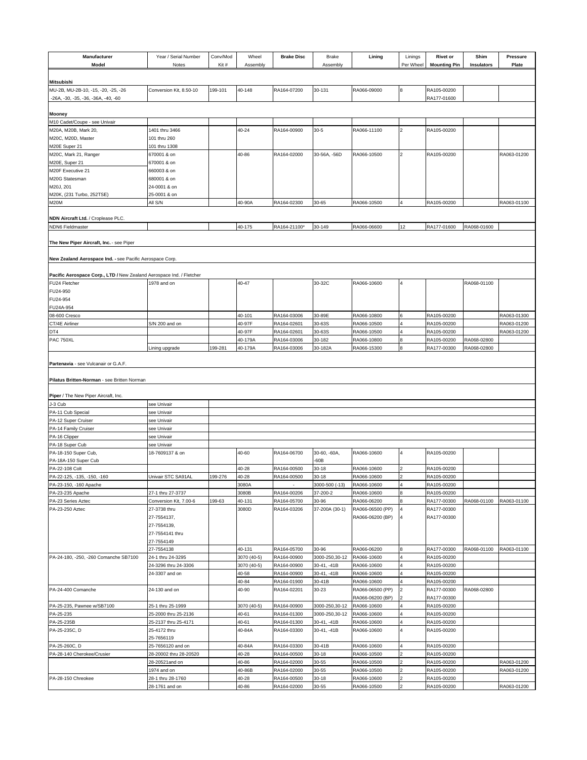| Manufacturer Model | Year / Serial Number Notes | Conv/Mod Kit # | Wheel Assembly | **Brake Disc** | Brake Assembly | **Lining** | Linings Per Wheel | **Rivet or Mounting Pin** | **Shim Insulators** | **Pressure Plate** |
|---|---|---|---|---|---|---|---|---|---|---|
| **Mitsubishi** | | | | | | | | | | |
| MU-2B, MU-2B-10, -15, -20, -25, -26 | Conversion Kit, 8.50-10 | 199-101 | 40-148 | RA164-07200 | 30-131 | RA066-09000 | 8 | RA105-00200 | | |
| -26A, -30, -35, -36, -36A, -40, -60 | | | | | | | | RA177-01600 | | |
| **Mooney** | | | | | | | | | | |
| M10 Cadet/Coupe - see Univair | | | | | | | | | | |
| M20A, M20B, Mark 20, | 1401 thru 3466 | | 40-24 | RA164-00900 | 30-5 | RA066-11100 | 2 | RA105-00200 | | |
| M20C, M20D, Master | 101 thru 260 | | | | | | | | | |
| M20E Super 21 | 101 thru 1308 | | | | | | | | | |
| M20C, Mark 21, Ranger | 670001 & on | | 40-86 | RA164-02000 | 30-56A, -56D | RA066-10500 | 2 | RA105-00200 | | RA063-01200 |
| M20E, Super 21 | 670001 & on | | | | | | | | | |
| M20F Executive 21 | 660003 & on | | | | | | | | | |
| M20G Statesman | 680001 & on | | | | | | | | | |
| M20J, 201 | 24-0001 & on | | | | | | | | | |
| M20K, (231 Turbo, 252TSE) | 25-0001 & on | | | | | | | | | |
| M20M | All S/N | | 40-90A | RA164-02300 | 30-65 | RA066-10500 | 4 | RA105-00200 | | RA063-01100 |
| **NDN Aircraft Ltd.** / Croplease PLC. | | | | | | | | | | |
| NDN6 Fieldmaster | | | 40-175 | RA164-21100* | 30-149 | RA066-06600 | 12 | RA177-01600 | RA068-01600 | |
| **The New Piper Aircraft, Inc.** - see Piper | | | | | | | | | | |
| **New Zealand Aerospace Ind. -** see Pacific Aerospace Corp. | | | | | | | | | | |
| **Pacific Aerospace Corp., LTD /** New Zealand Aerospace Ind. / Fletcher | | | | | | | | | | |
| FU24 Fletcher | 1978 and on | | 40-47 | | 30-32C | RA066-10600 | 4 | | RA068-01100 | |
| FU24-950 | | | | | | | | | | |
| FU24-954 | | | | | | | | | | |
| FU24A-954 | | | | | | | | | | |
| 08-600 Cresco | | | 40-101 | RA164-03006 | 30-89E | RA066-10800 | 6 | RA105-00200 | | RA063-01300 |
| CT/4E Airliner | S/N 200 and on | | 40-97F | RA164-02601 | 30-63S | RA066-10500 | 4 | RA105-00200 | | RA063-01200 |
| DT4 | | | 40-97F | RA164-02601 | 30-63S | RA066-10500 | 4 | RA105-00200 | | RA063-01200 |
| PAC 750XL | | | 40-179A | RA164-03006 | 30-182 | RA066-10800 | 8 | RA105-00200 | RA068-02800 | |
| | Lining upgrade | 199-281 | 40-179A | RA164-03006 | 30-182A | RA066-15300 | 8 | RA177-00300 | RA068-02800 | |
| **Partenavia** - see Vulcanair or G.A.F. | | | | | | | | | | |
| **Pilatus Britten-Norman** - see Britten Norman | | | | | | | | | | |
| **Piper** / The New Piper Aircraft, Inc. | | | | | | | | | | |
| J-3 Cub | see Univair | | | | | | | | | |
| PA-11 Cub Special | see Univair | | | | | | | | | |
| PA-12 Super Cruiser | see Univair | | | | | | | | | |
| PA-14 Family Cruiser | see Univair | | | | | | | | | |
| PA-16 Clipper | see Univair | | | | | | | | | |
| PA-18 Super Cub | see Univair | | | | | | | | | |
| PA-18-150 Super Cub, | 18-7609137 & on | | 40-60 | RA164-06700 | 30-60, -60A, | RA066-10600 | 4 | RA105-00200 | | |
| PA-18A-150 Super Cub | | | | | -60B | | | | | |
| PA-22-108 Colt | | | 40-28 | RA164-00500 | 30-18 | RA066-10600 | 2 | RA105-00200 | | |
| PA-22-125, -135, -150, -160 | Univair STC SA91AL | 199-276 | 40-28 | RA164-00500 | 30-18 | RA066-10600 | 2 | RA105-00200 | | |
| PA-23-150, -160 Apache | | | 3080A | - | 3000-500 (-13) | RA066-10600 | 4 | RA105-00200 | | |
| PA-23-235 Apache | 27-1 thru 27-3737 | | 3080B | RA164-00206 | 37-200-2 | RA066-10600 | 8 | RA105-00200 | | |
| PA-23 Series Aztec | Conversion Kit, 7.00-6 | 199-63 | 40-131 | RA164-05700 | 30-96 | RA066-06200 | 8 | RA177-00300 | RA068-01100 | RA063-01100 |
| PA-23-250 Aztec | 27-3738 thru | | 3080D | RA164-03206 | 37-200A (30-1) | RA066-06500 (PP) | 4 | RA177-00300 | | |
| | 27-7554137, | | | | | RA066-06200 (BP) | 4 | RA177-00300 | | |
| | 27-7554139, | | | | | | | | | |
| | 27-7554141 thru | | | | | | | | | |
| | 27-7554149 | | | | | | | | | |
| | 27-7554138 | | 40-131 | RA164-05700 | 30-96 | RA066-06200 | 8 | RA177-00300 | RA068-01100 | RA063-01100 |
| PA-24-180, -250, -260 Comanche SB7100 | 24-1 thru 24-3295 | | 3070 (40-5) | RA164-00900 | 3000-250,30-12 | RA066-10600 | 4 | RA105-00200 | | |
| | 24-3296 thru 24-3306 | | 3070 (40-5) | RA164-00900 | 30-41, -41B | RA066-10600 | 4 | RA105-00200 | | |
| | 24-3307 and on | | 40-58 | RA164-00900 | 30-41, -41B | RA066-10600 | 4 | RA105-00200 | | |
| | | | 40-84 | RA164-01900 | 30-41B | RA066-10600 | 4 | RA105-00200 | | |
| PA-24-400 Comanche | 24-130 and on | | 40-90 | RA164-02201 | 30-23 | RA066-06500 (PP) | 2 | RA177-00300 | RA068-02800 | |
| | | | | | | RA066-06200 (BP) | 2 | RA177-00300 | | |
| PA-25-235, Pawnee w/SB7100 | 25-1 thru 25-1999 | | 3070 (40-5) | RA164-00900 | 3000-250,30-12 | RA066-10600 | 4 | RA105-00200 | | |
| PA-25-235 | 25-2000 thru 25-2136 | | 40-61 | RA164-01300 | 3000-250,30-12 | RA066-10600 | 4 | RA105-00200 | | |
| PA-25-235B | 25-2137 thru 25-4171 | | 40-61 | RA164-01300 | 30-41, -41B | RA066-10600 | 4 | RA105-00200 | | |
| PA-25-235C, D | 25-4172 thru | | 40-84A | RA164-03300 | 30-41, -41B | RA066-10600 | 4 | RA105-00200 | | |
| | 25-7656119 | | | | | | | | | |
| PA-25-260C, D | 25-7656120 and on | | 40-84A | RA164-03300 | 30-41B | RA066-10600 | 4 | RA105-00200 | | |
| PA-28-140 Cherokee/Crusier | 28-20002 thru 28-20520 | | 40-28 | RA164-00500 | 30-18 | RA066-10500 | 2 | RA105-00200 | | |
| | 28-20521and on | | 40-86 | RA164-02000 | 30-55 | RA066-10500 | 2 | RA105-00200 | | RA063-01200 |
| | 1974 and on | | 40-86B | RA164-02000 | 30-55 | RA066-10500 | 2 | RA105-00200 | | RA063-01200 |
| PA-28-150 Chreokee | 28-1 thru 28-1760 | | 40-28 | RA164-00500 | 30-18 | RA066-10600 | 2 | RA105-00200 | | |
| | 28-1761 and on | | 40-86 | RA164-02000 | 30-55 | RA066-10500 | 2 | RA105-00200 | | RA063-01200 |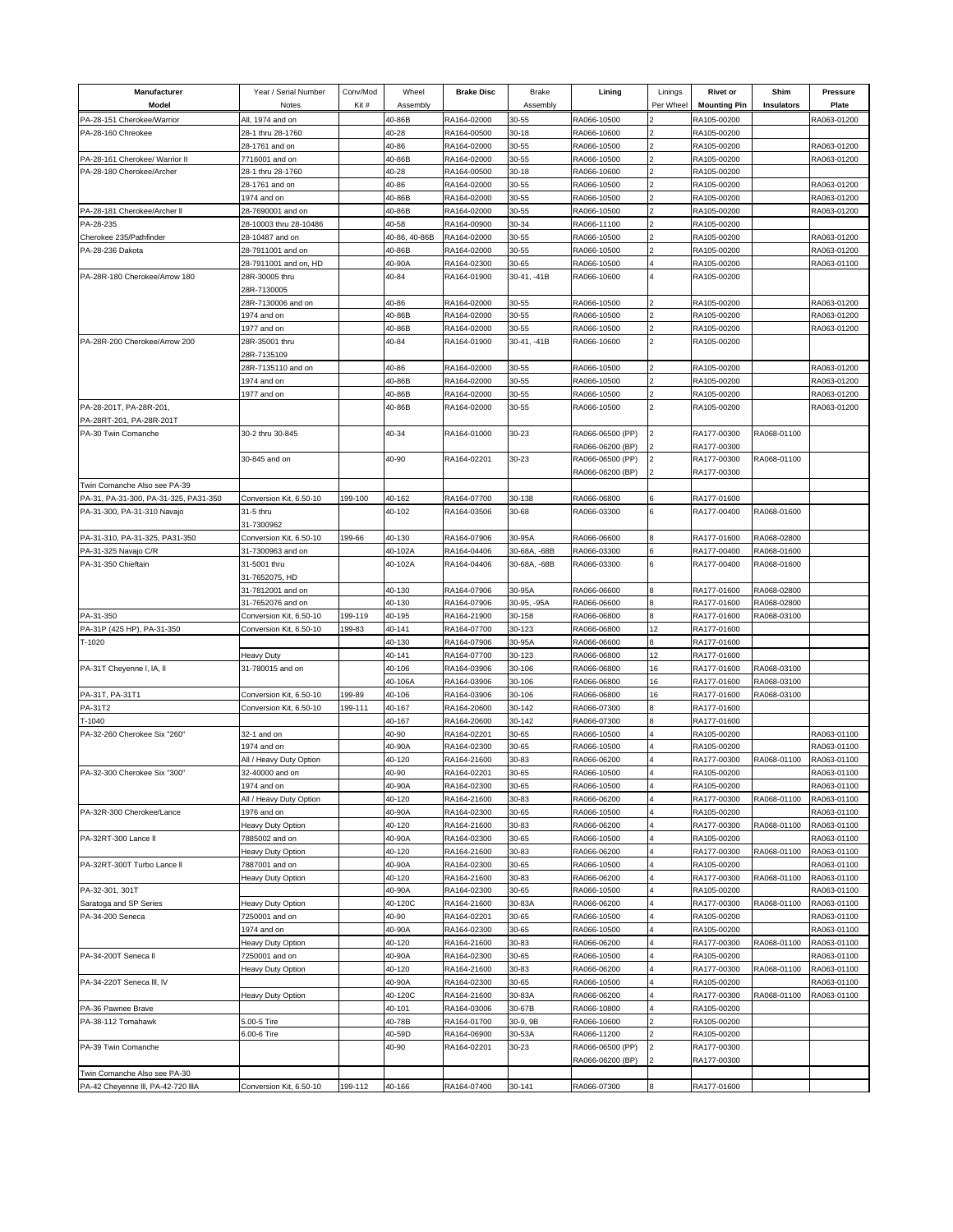| Manufacturer Model | Year / Serial Number Notes | Conv/Mod Kit # | Wheel Assembly | Brake Disc | Brake Assembly | Lining | Linings Per Wheel | Rivet or Mounting Pin | Shim Insulators | Pressure Plate |
|---|---|---|---|---|---|---|---|---|---|---|
| PA-28-151 Cherokee/Warrior | All, 1974 and on | | 40-86B | RA164-02000 | 30-55 | RA066-10500 | 2 | RA105-00200 | | RA063-01200 |
| PA-28-160 Chreokee | 28-1 thru 28-1760 | | 40-28 | RA164-00500 | 30-18 | RA066-10600 | 2 | RA105-00200 | | |
| | 28-1761 and on | | 40-86 | RA164-02000 | 30-55 | RA066-10500 | 2 | RA105-00200 | | RA063-01200 |
| PA-28-161 Cherokee/ Warrior II | 7716001 and on | | 40-86B | RA164-02000 | 30-55 | RA066-10500 | 2 | RA105-00200 | | RA063-01200 |
| PA-28-180 Cherokee/Archer | 28-1 thru 28-1760 | | 40-28 | RA164-00500 | 30-18 | RA066-10600 | 2 | RA105-00200 | | |
| | 28-1761 and on | | 40-86 | RA164-02000 | 30-55 | RA066-10500 | 2 | RA105-00200 | | RA063-01200 |
| | 1974 and on | | 40-86B | RA164-02000 | 30-55 | RA066-10500 | 2 | RA105-00200 | | RA063-01200 |
| PA-28-181 Cherokee/Archer ll | 28-7690001 and on | | 40-86B | RA164-02000 | 30-55 | RA066-10500 | 2 | RA105-00200 | | RA063-01200 |
| PA-28-235 | 28-10003 thru 28-10486 | | 40-58 | RA164-00900 | 30-34 | RA066-11100 | 2 | RA105-00200 | | |
| Cherokee 235/Pathfinder | 28-10487 and on | | 40-86, 40-86B | RA164-02000 | 30-55 | RA066-10500 | 2 | RA105-00200 | | RA063-01200 |
| PA-28-236 Dakota | 28-7911001 and on | | 40-86B | RA164-02000 | 30-55 | RA066-10500 | 2 | RA105-00200 | | RA063-01200 |
| | 28-7911001 and on, HD | | 40-90A | RA164-02300 | 30-65 | RA066-10500 | 4 | RA105-00200 | | RA063-01100 |
| PA-28R-180 Cherokee/Arrow 180 | 28R-30005 thru 28R-7130005 | | 40-84 | RA164-01900 | 30-41, -41B | RA066-10600 | 4 | RA105-00200 | | |
| | 28R-7130006 and on | | 40-86 | RA164-02000 | 30-55 | RA066-10500 | 2 | RA105-00200 | | RA063-01200 |
| | 1974 and on | | 40-86B | RA164-02000 | 30-55 | RA066-10500 | 2 | RA105-00200 | | RA063-01200 |
| | 1977 and on | | 40-86B | RA164-02000 | 30-55 | RA066-10500 | 2 | RA105-00200 | | RA063-01200 |
| PA-28R-200 Cherokee/Arrow 200 | 28R-35001 thru 28R-7135109 | | 40-84 | RA164-01900 | 30-41, -41B | RA066-10600 | 2 | RA105-00200 | | |
| | 28R-7135110 and on | | 40-86 | RA164-02000 | 30-55 | RA066-10500 | 2 | RA105-00200 | | RA063-01200 |
| | 1974 and on | | 40-86B | RA164-02000 | 30-55 | RA066-10500 | 2 | RA105-00200 | | RA063-01200 |
| | 1977 and on | | 40-86B | RA164-02000 | 30-55 | RA066-10500 | 2 | RA105-00200 | | RA063-01200 |
| PA-28-201T, PA-28R-201, PA-28RT-201, PA-28R-201T | | | 40-86B | RA164-02000 | 30-55 | RA066-10500 | 2 | RA105-00200 | | RA063-01200 |
| PA-30 Twin Comanche | 30-2 thru 30-845 | | 40-34 | RA164-01000 | 30-23 | RA066-06500 (PP) RA066-06200 (BP) | 2 2 | RA177-00300 RA177-00300 | RA068-01100 | |
| | 30-845 and on | | 40-90 | RA164-02201 | 30-23 | RA066-06500 (PP) RA066-06200 (BP) | 2 2 | RA177-00300 RA177-00300 | RA068-01100 | |
| Twin Comanche Also see PA-39 | | | | | | | | | | |
| PA-31, PA-31-300, PA-31-325, PA31-350 | Conversion Kit, 6.50-10 | 199-100 | 40-162 | RA164-07700 | 30-138 | RA066-06800 | 6 | RA177-01600 | | |
| PA-31-300, PA-31-310 Navajo | 31-5 thru 31-7300962 | | 40-102 | RA164-03506 | 30-68 | RA066-03300 | 6 | RA177-00400 | RA068-01600 | |
| PA-31-310, PA-31-325, PA31-350 | Conversion Kit, 6.50-10 | 199-66 | 40-130 | RA164-07906 | 30-95A | RA066-06600 | 8 | RA177-01600 | RA068-02800 | |
| PA-31-325 Navajo C/R | 31-7300963 and on | | 40-102A | RA164-04406 | 30-68A, -68B | RA066-03300 | 6 | RA177-00400 | RA068-01600 | |
| PA-31-350 Chieftain | 31-5001 thru 31-7652075, HD | | 40-102A | RA164-04406 | 30-68A, -68B | RA066-03300 | 6 | RA177-00400 | RA068-01600 | |
| | 31-7812001 and on | | 40-130 | RA164-07906 | 30-95A | RA066-06600 | 8 | RA177-01600 | RA068-02800 | |
| | 31-7652076 and on | | 40-130 | RA164-07906 | 30-95, -95A | RA066-06600 | 8 | RA177-01600 | RA068-02800 | |
| PA-31-350 | Conversion Kit, 6.50-10 | 199-119 | 40-195 | RA164-21900 | 30-158 | RA066-06800 | 8 | RA177-01600 | RA068-03100 | |
| PA-31P (425 HP), PA-31-350 | Conversion Kit, 6.50-10 | 199-83 | 40-141 | RA164-07700 | 30-123 | RA066-06800 | 12 | RA177-01600 | | |
| T-1020 | | | 40-130 | RA164-07906 | 30-95A | RA066-06600 | 8 | RA177-01600 | | |
| | Heavy Duty | | 40-141 | RA164-07700 | 30-123 | RA066-06800 | 12 | RA177-01600 | | |
| PA-31T Cheyenne l, IA, ll | 31-780015 and on | | 40-106 | RA164-03906 | 30-106 | RA066-06800 | 16 | RA177-01600 | RA068-03100 | |
| | | | 40-106A | RA164-03906 | 30-106 | RA066-06800 | 16 | RA177-01600 | RA068-03100 | |
| PA-31T, PA-31T1 | Conversion Kit, 6.50-10 | 199-89 | 40-106 | RA164-03906 | 30-106 | RA066-06800 | 16 | RA177-01600 | RA068-03100 | |
| PA-31T2 | Conversion Kit, 6.50-10 | 199-111 | 40-167 | RA164-20600 | 30-142 | RA066-07300 | 8 | RA177-01600 | | |
| T-1040 | | | 40-167 | RA164-20600 | 30-142 | RA066-07300 | 8 | RA177-01600 | | |
| PA-32-260 Cherokee Six "260" | 32-1 and on | | 40-90 | RA164-02201 | 30-65 | RA066-10500 | 4 | RA105-00200 | | RA063-01100 |
| | 1974 and on | | 40-90A | RA164-02300 | 30-65 | RA066-10500 | 4 | RA105-00200 | | RA063-01100 |
| | All / Heavy Duty Option | | 40-120 | RA164-21600 | 30-83 | RA066-06200 | 4 | RA177-00300 | RA068-01100 | RA063-01100 |
| PA-32-300 Cherokee Six "300" | 32-40000 and on | | 40-90 | RA164-02201 | 30-65 | RA066-10500 | 4 | RA105-00200 | | RA063-01100 |
| | 1974 and on | | 40-90A | RA164-02300 | 30-65 | RA066-10500 | 4 | RA105-00200 | | RA063-01100 |
| | All / Heavy Duty Option | | 40-120 | RA164-21600 | 30-83 | RA066-06200 | 4 | RA177-00300 | RA068-01100 | RA063-01100 |
| PA-32R-300 Cherokee/Lance | 1976 and on | | 40-90A | RA164-02300 | 30-65 | RA066-10500 | 4 | RA105-00200 | | RA063-01100 |
| | Heavy Duty Option | | 40-120 | RA164-21600 | 30-83 | RA066-06200 | 4 | RA177-00300 | RA068-01100 | RA063-01100 |
| PA-32RT-300 Lance ll | 7885002 and on | | 40-90A | RA164-02300 | 30-65 | RA066-10500 | 4 | RA105-00200 | | RA063-01100 |
| | Heavy Duty Option | | 40-120 | RA164-21600 | 30-83 | RA066-06200 | 4 | RA177-00300 | RA068-01100 | RA063-01100 |
| PA-32RT-300T Turbo Lance ll | 7887001 and on | | 40-90A | RA164-02300 | 30-65 | RA066-10500 | 4 | RA105-00200 | | RA063-01100 |
| | Heavy Duty Option | | 40-120 | RA164-21600 | 30-83 | RA066-06200 | 4 | RA177-00300 | RA068-01100 | RA063-01100 |
| PA-32-301, 301T | | | 40-90A | RA164-02300 | 30-65 | RA066-10500 | 4 | RA105-00200 | | RA063-01100 |
| Saratoga and SP Series | Heavy Duty Option | | 40-120C | RA164-21600 | 30-83A | RA066-06200 | 4 | RA177-00300 | RA068-01100 | RA063-01100 |
| PA-34-200 Seneca | 7250001 and on | | 40-90 | RA164-02201 | 30-65 | RA066-10500 | 4 | RA105-00200 | | RA063-01100 |
| | 1974 and on | | 40-90A | RA164-02300 | 30-65 | RA066-10500 | 4 | RA105-00200 | | RA063-01100 |
| | Heavy Duty Option | | 40-120 | RA164-21600 | 30-83 | RA066-06200 | 4 | RA177-00300 | RA068-01100 | RA063-01100 |
| PA-34-200T Seneca ll | 7250001 and on | | 40-90A | RA164-02300 | 30-65 | RA066-10500 | 4 | RA105-00200 | | RA063-01100 |
| | Heavy Duty Option | | 40-120 | RA164-21600 | 30-83 | RA066-06200 | 4 | RA177-00300 | RA068-01100 | RA063-01100 |
| PA-34-220T Seneca lll, IV | | | 40-90A | RA164-02300 | 30-65 | RA066-10500 | 4 | RA105-00200 | | RA063-01100 |
| | Heavy Duty Option | | 40-120C | RA164-21600 | 30-83A | RA066-06200 | 4 | RA177-00300 | RA068-01100 | RA063-01100 |
| PA-36 Pawnee Brave | | | 40-101 | RA164-03006 | 30-67B | RA066-10800 | 4 | RA105-00200 | | |
| PA-38-112 Tomahawk | 5.00-5 Tire | | 40-78B | RA164-01700 | 30-9, 9B | RA066-10600 | 2 | RA105-00200 | | |
| | 6.00-6 Tire | | 40-59D | RA164-06900 | 30-53A | RA066-11200 | 2 | RA105-00200 | | |
| PA-39 Twin Comanche | | | 40-90 | RA164-02201 | 30-23 | RA066-06500 (PP) RA066-06200 (BP) | 2 2 | RA177-00300 RA177-00300 | | |
| Twin Comanche Also see PA-30 | | | | | | | | | | |
| PA-42 Cheyenne lll, PA-42-720 lllA | Conversion Kit, 6.50-10 | 199-112 | 40-166 | RA164-07400 | 30-141 | RA066-07300 | 8 | RA177-01600 | | |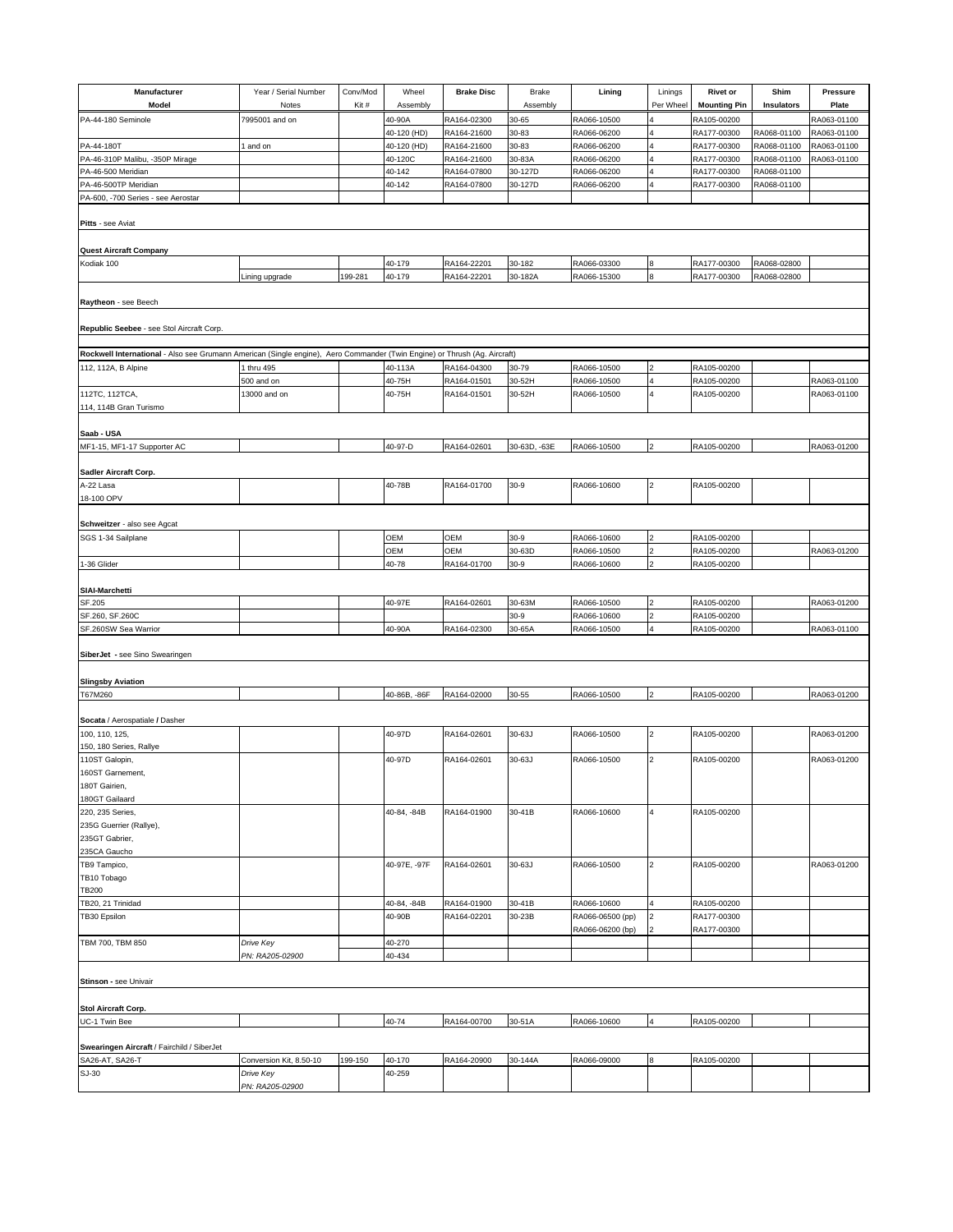| Manufacturer Model | Year / Serial Number Notes | Conv/Mod Kit # | Wheel Assembly | Brake Disc | Brake Assembly | Lining | Linings Per Wheel | Rivet or Mounting Pin | Shim Insulators | Pressure Plate |
|---|---|---|---|---|---|---|---|---|---|---|
| PA-44-180 Seminole | 7995001 and on | | 40-90A | RA164-02300 | 30-65 | RA066-10500 | 4 | RA105-00200 | | RA063-01100 |
| | | | 40-120 (HD) | RA164-21600 | 30-83 | RA066-06200 | 4 | RA177-00300 | RA068-01100 | RA063-01100 |
| PA-44-180T | 1 and on | | 40-120 (HD) | RA164-21600 | 30-83 | RA066-06200 | 4 | RA177-00300 | RA068-01100 | RA063-01100 |
| PA-46-310P Malibu, -350P Mirage | | | 40-120C | RA164-21600 | 30-83A | RA066-06200 | 4 | RA177-00300 | RA068-01100 | RA063-01100 |
| PA-46-500 Meridian | | | 40-142 | RA164-07800 | 30-127D | RA066-06200 | 4 | RA177-00300 | RA068-01100 | |
| PA-46-500TP Meridian | | | 40-142 | RA164-07800 | 30-127D | RA066-06200 | 4 | RA177-00300 | RA068-01100 | |
| PA-600, -700 Series - see Aerostar | | | | | | | | | | |
| **Pitts** - see Aviat | | | | | | | | | | |
| **Quest Aircraft Company** | | | | | | | | | | |
| Kodiak 100 | | | 40-179 | RA164-22201 | 30-182 | RA066-03300 | 8 | RA177-00300 | RA068-02800 | |
| | Lining upgrade | 199-281 | 40-179 | RA164-22201 | 30-182A | RA066-15300 | 8 | RA177-00300 | RA068-02800 | |
| **Raytheon** - see Beech | | | | | | | | | | |
| **Republic Seebee** - see Stol Aircraft Corp. | | | | | | | | | | |
| **Rockwell International** - Also see Grumann American (Single engine), Aero Commander (Twin Engine) or Thrush (Ag. Aircraft) | | | | | | | | | | |
| 112, 112A, B Alpine | 1 thru 495 | | 40-113A | RA164-04300 | 30-79 | RA066-10500 | 2 | RA105-00200 | | |
| | 500 and on | | 40-75H | RA164-01501 | 30-52H | RA066-10500 | 4 | RA105-00200 | | RA063-01100 |
| 112TC, 112TCA, | 13000 and on | | 40-75H | RA164-01501 | 30-52H | RA066-10500 | 4 | RA105-00200 | | RA063-01100 |
| 114, 114B Gran Turismo | | | | | | | | | | |
| **Saab - USA** | | | | | | | | | | |
| MF1-15, MF1-17 Supporter AC | | | 40-97-D | RA164-02601 | 30-63D, -63E | RA066-10500 | 2 | RA105-00200 | | RA063-01200 |
| **Sadler Aircraft Corp.** | | | | | | | | | | |
| A-22 Lasa | | | 40-78B | RA164-01700 | 30-9 | RA066-10600 | 2 | RA105-00200 | | |
| 18-100 OPV | | | | | | | | | | |
| **Schweitzer** - also see Agcat | | | | | | | | | | |
| SGS 1-34 Sailplane | | | OEM | OEM | 30-9 | RA066-10600 | 2 | RA105-00200 | | |
| | | | OEM | OEM | 30-63D | RA066-10500 | 2 | RA105-00200 | | RA063-01200 |
| 1-36 Glider | | | 40-78 | RA164-01700 | 30-9 | RA066-10600 | 2 | RA105-00200 | | |
| **SIAI-Marchetti** | | | | | | | | | | |
| SF.205 | | | 40-97E | RA164-02601 | 30-63M | RA066-10500 | 2 | RA105-00200 | | RA063-01200 |
| SF.260, SF.260C | | | | | 30-9 | RA066-10600 | 2 | RA105-00200 | | |
| SF.260SW Sea Warrior | | | 40-90A | RA164-02300 | 30-65A | RA066-10500 | 4 | RA105-00200 | | RA063-01100 |
| **SiberJet** - see Sino Swearingen | | | | | | | | | | |
| **Slingsby Aviation** | | | | | | | | | | |
| T67M260 | | | 40-86B, -86F | RA164-02000 | 30-55 | RA066-10500 | 2 | RA105-00200 | | RA063-01200 |
| **Socata** / Aerospatiale / Dasher | | | | | | | | | | |
| 100, 110, 125, 150, 180 Series, Rallye | | | 40-97D | RA164-02601 | 30-63J | RA066-10500 | 2 | RA105-00200 | | RA063-01200 |
| 110ST Galopin, 160ST Garnement, 180T Gairien, 180GT Gailaard | | | 40-97D | RA164-02601 | 30-63J | RA066-10500 | 2 | RA105-00200 | | RA063-01200 |
| 220, 235 Series, 235G Guerrier (Rallye), 235GT Gabrier, 235CA Gaucho | | | 40-84, -84B | RA164-01900 | 30-41B | RA066-10600 | 4 | RA105-00200 | | |
| TB9 Tampico, TB10 Tobago TB200 | | | 40-97E, -97F | RA164-02601 | 30-63J | RA066-10500 | 2 | RA105-00200 | | RA063-01200 |
| TB20, 21 Trinidad | | | 40-84, -84B | RA164-01900 | 30-41B | RA066-10600 | 4 | RA105-00200 | | |
| TB30 Epsilon | | | 40-90B | RA164-02201 | 30-23B | RA066-06500 (pp) | 2 | RA177-00300 | | |
| | | | | | | RA066-06200 (bp) | 2 | RA177-00300 | | |
| TBM 700, TBM 850 | *Drive Key* | | 40-270 | | | | | | | |
| | *PN: RA205-02900* | | 40-434 | | | | | | | |
| **Stinson** - see Univair | | | | | | | | | | |
| **Stol Aircraft Corp.** | | | | | | | | | | |
| UC-1 Twin Bee | | | 40-74 | RA164-00700 | 30-51A | RA066-10600 | 4 | RA105-00200 | | |
| **Swearingen Aircraft** / Fairchild / SiberJet | | | | | | | | | | |
| SA26-AT, SA26-T | Conversion Kit, 8.50-10 | 199-150 | 40-170 | RA164-20900 | 30-144A | RA066-09000 | 8 | RA105-00200 | | |
| SJ-30 | *Drive Key* *PN: RA205-02900* | | 40-259 | | | | | | | |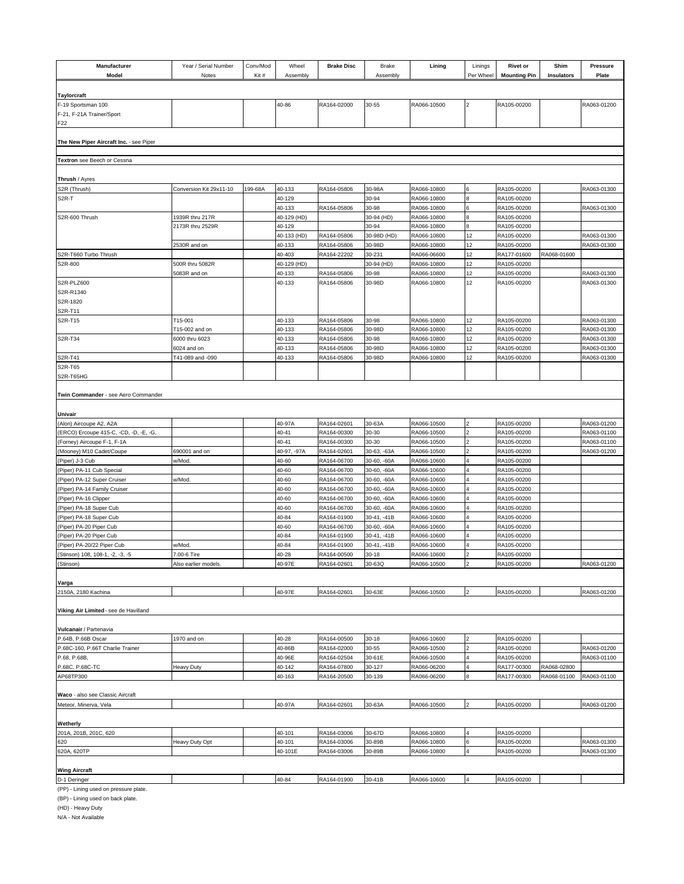| Manufacturer Model | Year / Serial Number Notes | Conv/Mod Kit # | Wheel Assembly | Brake Disc | Brake Assembly | Lining | Linings Per Wheel | Rivet or Mounting Pin | Shim Insulators | Pressure Plate |
|---|---|---|---|---|---|---|---|---|---|---|
| **Taylorcraft** | | | | | | | | | | |
| F-19 Sportsman 100 | | | 40-86 | RA164-02000 | 30-55 | RA066-10500 | 2 | RA105-00200 | | RA063-01200 |
| F-21, F-21A Trainer/Sport | | | | | | | | | | |
| F22 | | | | | | | | | | |
| **The New Piper Aircraft Inc.** - see Piper | | | | | | | | | | |
| **Textron** see Beech or Cessna | | | | | | | | | | |
| **Thrush** / Ayres | | | | | | | | | | |
| S2R (Thrush) | Conversion Kit 29x11-10 | 199-68A | 40-133 | RA164-05806 | 30-98A | RA066-10800 | 6 | RA105-00200 | | RA063-01300 |
| S2R-T | | | 40-129 | | 30-94 | RA066-10800 | 8 | RA105-00200 | | |
| | | | 40-133 | RA164-05806 | 30-98 | RA066-10800 | 6 | RA105-00200 | | RA063-01300 |
| S2R-600 Thrush | 1939R thru 217R | | 40-129 (HD) | | 30-94 (HD) | RA066-10800 | 8 | RA105-00200 | | |
| | 2173R thru 2529R | | 40-129 | | 30-94 | RA066-10800 | 8 | RA105-00200 | | |
| | | | 40-133 (HD) | RA164-05806 | 30-98D (HD) | RA066-10800 | 12 | RA105-00200 | | RA063-01300 |
| | 2530R and on | | 40-133 | RA164-05806 | 30-98D | RA066-10800 | 12 | RA105-00200 | | RA063-01300 |
| S2R-T660 Turbo Thrush | | | 40-403 | RA164-22202 | 30-231 | RA066-06600 | 12 | RA177-01600 | RA068-01600 | |
| S2R-800 | 500R thru 5082R | | 40-129 (HD) | | 30-94 (HD) | RA066-10800 | 12 | RA105-00200 | | |
| | 5083R and on | | 40-133 | RA164-05806 | 30-98 | RA066-10800 | 12 | RA105-00200 | | RA063-01300 |
| S2R-PLZ600 | | | 40-133 | RA164-05806 | 30-98D | RA066-10800 | 12 | RA105-00200 | | RA063-01300 |
| S2R-R1340 | | | | | | | | | | |
| S2R-1820 | | | | | | | | | | |
| S2R-T11 | | | | | | | | | | |
| S2R-T15 | T15-001 | | 40-133 | RA164-05806 | 30-98 | RA066-10800 | 12 | RA105-00200 | | RA063-01300 |
| | T15-002 and on | | 40-133 | RA164-05806 | 30-98D | RA066-10800 | 12 | RA105-00200 | | RA063-01300 |
| S2R-T34 | 6000 thru 6023 | | 40-133 | RA164-05806 | 30-98 | RA066-10800 | 12 | RA105-00200 | | RA063-01300 |
| | 6024 and on | | 40-133 | RA164-05806 | 30-98D | RA066-10800 | 12 | RA105-00200 | | RA063-01300 |
| S2R-T41 | T41-089 and -090 | | 40-133 | RA164-05806 | 30-98D | RA066-10800 | 12 | RA105-00200 | | RA063-01300 |
| S2R-T65 | | | | | | | | | | |
| S2R-T65HG | | | | | | | | | | |
| **Twin Commander** - see Aero Commander | | | | | | | | | | |
| **Univair** | | | | | | | | | | |
| (Alon) Aircoupe A2, A2A | | | 40-97A | RA164-02601 | 30-63A | RA066-10500 | 2 | RA105-00200 | | RA063-01200 |
| (ERCO) Ercoupe 415-C, -CD, -D, -E, -G, | | | 40-41 | RA164-00300 | 30-30 | RA066-10500 | 2 | RA105-00200 | | RA063-01100 |
| (Forney) Aircoupe F-1, F-1A | | | 40-41 | RA164-00300 | 30-30 | RA066-10500 | 2 | RA105-00200 | | RA063-01100 |
| (Mooney) M10 Cadet/Coupe | 690001 and on | | 40-97, -97A | RA164-02601 | 30-63, -63A | RA066-10500 | 2 | RA105-00200 | | RA063-01200 |
| (Piper) J-3 Cub | w/Mod. | | 40-60 | RA164-06700 | 30-60, -60A | RA066-10600 | 4 | RA105-00200 | | |
| (Piper) PA-11 Cub Special | | | 40-60 | RA164-06700 | 30-60, -60A | RA066-10600 | 4 | RA105-00200 | | |
| (Piper) PA-12 Super Cruiser | w/Mod. | | 40-60 | RA164-06700 | 30-60, -60A | RA066-10600 | 4 | RA105-00200 | | |
| (Piper) PA-14 Family Cruiser | | | 40-60 | RA164-06700 | 30-60, -60A | RA066-10600 | 4 | RA105-00200 | | |
| (Piper) PA-16 Clipper | | | 40-60 | RA164-06700 | 30-60, -60A | RA066-10600 | 4 | RA105-00200 | | |
| (Piper) PA-18 Super Cub | | | 40-60 | RA164-06700 | 30-60, -60A | RA066-10600 | 4 | RA105-00200 | | |
| (Piper) PA-18 Super Cub | | | 40-84 | RA164-01900 | 30-41, -41B | RA066-10600 | 4 | RA105-00200 | | |
| (Piper) PA-20 Piper Cub | | | 40-60 | RA164-06700 | 30-60, -60A | RA066-10600 | 4 | RA105-00200 | | |
| (Piper) PA-20 Piper Cub | | | 40-84 | RA164-01900 | 30-41, -41B | RA066-10600 | 4 | RA105-00200 | | |
| (Piper) PA-20/22 Piper Cub | w/Mod. | | 40-84 | RA164-01900 | 30-41, -41B | RA066-10600 | 4 | RA105-00200 | | |
| (Stinson) 108, 108-1, -2, -3, -5 | 7.00-6 Tire | | 40-28 | RA164-00500 | 30-18 | RA066-10600 | 2 | RA105-00200 | | |
| (Stinson) | Also earlier models. | | 40-97E | RA164-02601 | 30-63Q | RA066-10500 | 2 | RA105-00200 | | RA063-01200 |
| **Varga** | | | | | | | | | | |
| 2150A, 2180 Kachina | | | 40-97E | RA164-02601 | 30-63E | RA066-10500 | 2 | RA105-00200 | | RA063-01200 |
| **Viking Air Limited** - see de Havilland | | | | | | | | | | |
| **Vulcanair** / Partenavia | | | | | | | | | | |
| P.64B, P.66B Oscar | 1970 and on | | 40-28 | RA164-00500 | 30-18 | RA066-10600 | 2 | RA105-00200 | | |
| P.68C-160, P.66T Charlie Trainer | | | 40-86B | RA164-02000 | 30-55 | RA066-10500 | 2 | RA105-00200 | | RA063-01200 |
| P.68, P.68B, | | | 40-96E | RA164-02504 | 30-61E | RA066-10500 | 4 | RA105-00200 | | RA063-01100 |
| P.68C, P.68C-TC | Heavy Duty | | 40-142 | RA164-07800 | 30-127 | RA066-06200 | 4 | RA177-00300 | RA068-02800 | |
| AP68TP300 | | | 40-163 | RA164-20500 | 30-139 | RA066-06200 | 8 | RA177-00300 | RA068-01100 | RA063-01100 |
| **Waco** - also see Classic Aircraft | | | | | | | | | | |
| Meteor, Minerva, Vela | | | 40-97A | RA164-02601 | 30-63A | RA066-10500 | 2 | RA105-00200 | | RA063-01200 |
| **Wetherly** | | | | | | | | | | |
| 201A, 201B, 201C, 620 | | | 40-101 | RA164-03006 | 30-67D | RA066-10800 | 4 | RA105-00200 | | |
| 620 | Heavy Duty Opt | | 40-101 | RA164-03006 | 30-89B | RA066-10800 | 6 | RA105-00200 | | RA063-01300 |
| 620A, 620TP | | | 40-101E | RA164-03006 | 30-89B | RA066-10800 | 4 | RA105-00200 | | RA063-01300 |
| **Wing Aircraft** | | | | | | | | | | |
| D-1 Deringer | | | 40-84 | RA164-01900 | 30-41B | RA066-10600 | 4 | RA105-00200 | | |

(PP) - Lining used on pressure plate.
(BP) - Lining used on back plate.
(HD) - Heavy Duty
N/A - Not Available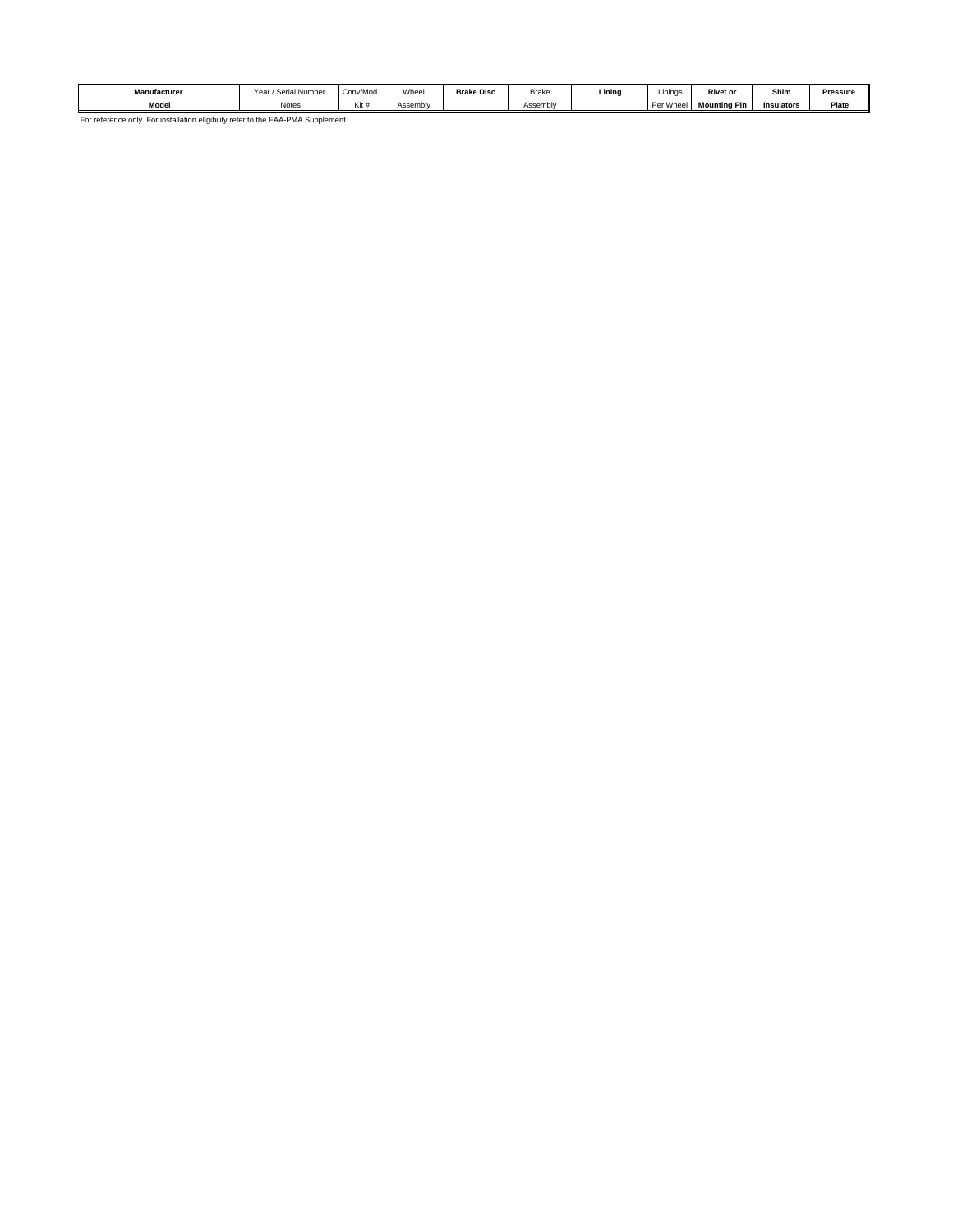| Manufacturer Model | Year / Serial Number Notes | Conv/Mod Kit # | Wheel Assembly | Brake Disc | Brake Assembly | Lining | Linings Per Wheel | Rivet or Mounting Pin | Shim Insulators | Pressure Plate |
|---|---|---|---|---|---|---|---|---|---|---|

For reference only. For installation eligibility refer to the FAA-PMA Supplement.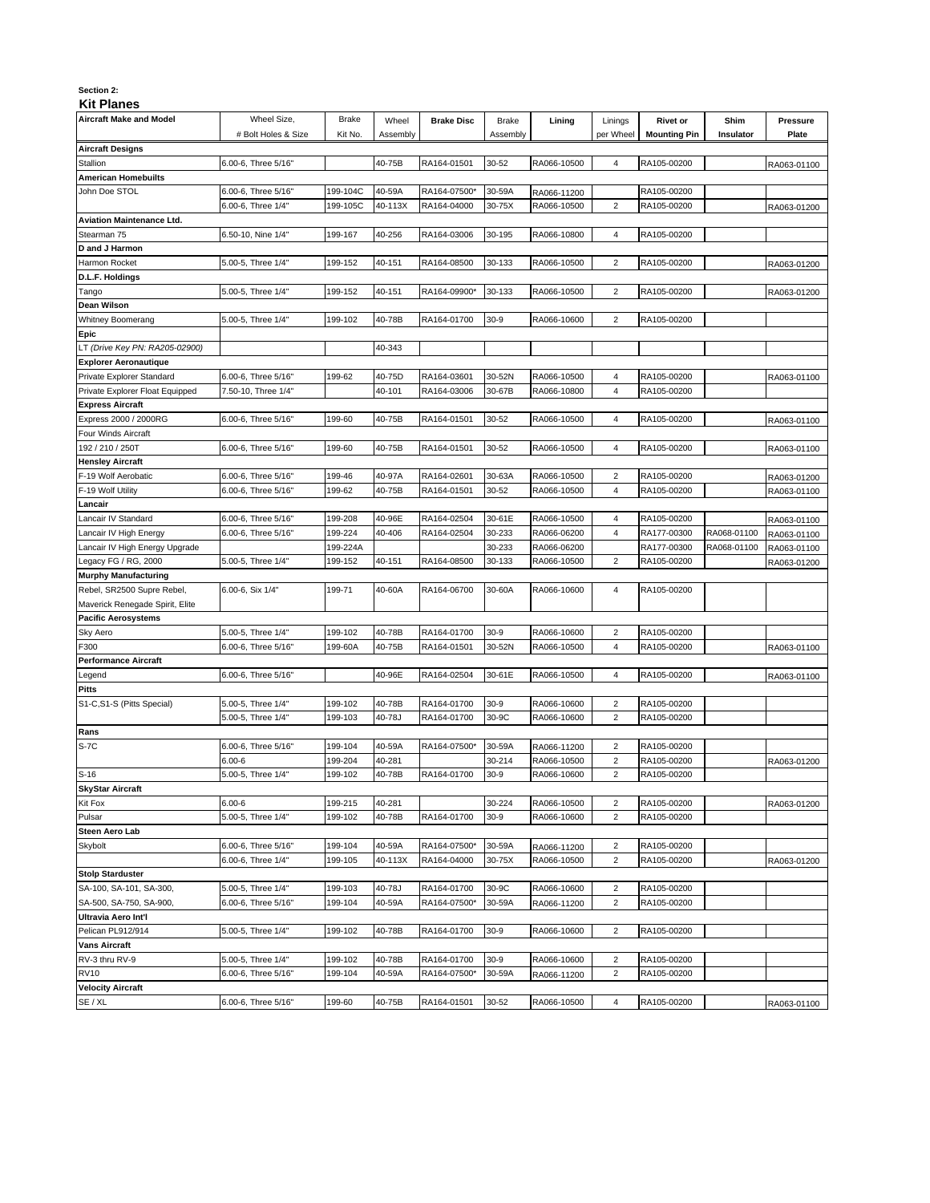**Section 2:**

## Kit Planes

| Aircraft Make and Model | Wheel Size, # Bolt Holes & Size | Brake Kit No. | Wheel Assembly | Brake Disc | Brake Assembly | Lining | Linings per Wheel | Rivet or Mounting Pin | Shim Insulator | Pressure Plate |
|---|---|---|---|---|---|---|---|---|---|---|
| **Aircraft Designs** | | | | | | | | | | |
| Stallion | 6.00-6, Three 5/16" | | 40-75B | RA164-01501 | 30-52 | RA066-10500 | 4 | RA105-00200 | | RA063-01100 |
| **American Homebuilts** | | | | | | | | | | |
| John Doe STOL | 6.00-6, Three 5/16" | 199-104C | 40-59A | RA164-07500* | 30-59A | RA066-11200 | | RA105-00200 | | |
| | 6.00-6, Three 1/4" | 199-105C | 40-113X | RA164-04000 | 30-75X | RA066-10500 | 2 | RA105-00200 | | RA063-01200 |
| **Aviation Maintenance Ltd.** | | | | | | | | | | |
| Stearman 75 | 6.50-10, Nine 1/4" | 199-167 | 40-256 | RA164-03006 | 30-195 | RA066-10800 | 4 | RA105-00200 | | |
| **D and J Harmon** | | | | | | | | | | |
| Harmon Rocket | 5.00-5, Three 1/4" | 199-152 | 40-151 | RA164-08500 | 30-133 | RA066-10500 | 2 | RA105-00200 | | RA063-01200 |
| **D.L.F. Holdings** | | | | | | | | | | |
| Tango | 5.00-5, Three 1/4" | 199-152 | 40-151 | RA164-09900* | 30-133 | RA066-10500 | 2 | RA105-00200 | | RA063-01200 |
| **Dean Wilson** | | | | | | | | | | |
| Whitney Boomerang | 5.00-5, Three 1/4" | 199-102 | 40-78B | RA164-01700 | 30-9 | RA066-10600 | 2 | RA105-00200 | | |
| **Epic** | | | | | | | | | | |
| LT *(Drive Key PN: RA205-02900)* | | | 40-343 | | | | | | | |
| **Explorer Aeronautique** | | | | | | | | | | |
| Private Explorer Standard | 6.00-6, Three 5/16" | 199-62 | 40-75D | RA164-03601 | 30-52N | RA066-10500 | 4 | RA105-00200 | | RA063-01100 |
| Private Explorer Float Equipped | 7.50-10, Three 1/4" | | 40-101 | RA164-03006 | 30-67B | RA066-10800 | 4 | RA105-00200 | | |
| **Express Aircraft** | | | | | | | | | | |
| Express 2000 / 2000RG | 6.00-6, Three 5/16" | 199-60 | 40-75B | RA164-01501 | 30-52 | RA066-10500 | 4 | RA105-00200 | | RA063-01100 |
| Four Winds Aircraft | | | | | | | | | | |
| 192 / 210 / 250T | 6.00-6, Three 5/16" | 199-60 | 40-75B | RA164-01501 | 30-52 | RA066-10500 | 4 | RA105-00200 | | RA063-01100 |
| **Hensley Aircraft** | | | | | | | | | | |
| F-19 Wolf Aerobatic | 6.00-6, Three 5/16" | 199-46 | 40-97A | RA164-02601 | 30-63A | RA066-10500 | 2 | RA105-00200 | | RA063-01200 |
| F-19 Wolf Utility | 6.00-6, Three 5/16" | 199-62 | 40-75B | RA164-01501 | 30-52 | RA066-10500 | 4 | RA105-00200 | | RA063-01100 |
| **Lancair** | | | | | | | | | | |
| Lancair IV Standard | 6.00-6, Three 5/16" | 199-208 | 40-96E | RA164-02504 | 30-61E | RA066-10500 | 4 | RA105-00200 | | RA063-01100 |
| Lancair IV High Energy | 6.00-6, Three 5/16" | 199-224 | 40-406 | RA164-02504 | 30-233 | RA066-06200 | 4 | RA177-00300 | RA068-01100 | RA063-01100 |
| Lancair IV High Energy Upgrade | | 199-224A | | | 30-233 | RA066-06200 | | RA177-00300 | RA068-01100 | RA063-01100 |
| Legacy FG / RG, 2000 | 5.00-5, Three 1/4" | 199-152 | 40-151 | RA164-08500 | 30-133 | RA066-10500 | 2 | RA105-00200 | | RA063-01200 |
| **Murphy Manufacturing** | | | | | | | | | | |
| Rebel, SR2500 Supre Rebel, Maverick Renegade Spirit, Elite | 6.00-6, Six 1/4" | 199-71 | 40-60A | RA164-06700 | 30-60A | RA066-10600 | 4 | RA105-00200 | | |
| **Pacific Aerosystems** | | | | | | | | | | |
| Sky Aero | 5.00-5, Three 1/4" | 199-102 | 40-78B | RA164-01700 | 30-9 | RA066-10600 | 2 | RA105-00200 | | |
| F300 | 6.00-6, Three 5/16" | 199-60A | 40-75B | RA164-01501 | 30-52N | RA066-10500 | 4 | RA105-00200 | | RA063-01100 |
| **Performance Aircraft** | | | | | | | | | | |
| Legend | 6.00-6, Three 5/16" | | 40-96E | RA164-02504 | 30-61E | RA066-10500 | 4 | RA105-00200 | | RA063-01100 |
| **Pitts** | | | | | | | | | | |
| S1-C,S1-S (Pitts Special) | 5.00-5, Three 1/4" | 199-102 | 40-78B | RA164-01700 | 30-9 | RA066-10600 | 2 | RA105-00200 | | |
| | 5.00-5, Three 1/4" | 199-103 | 40-78J | RA164-01700 | 30-9C | RA066-10600 | 2 | RA105-00200 | | |
| **Rans** | | | | | | | | | | |
| S-7C | 6.00-6, Three 5/16" | 199-104 | 40-59A | RA164-07500* | 30-59A | RA066-11200 | 2 | RA105-00200 | | |
| | 6.00-6 | 199-204 | 40-281 | | 30-214 | RA066-10500 | 2 | RA105-00200 | | RA063-01200 |
| S-16 | 5.00-5, Three 1/4" | 199-102 | 40-78B | RA164-01700 | 30-9 | RA066-10600 | 2 | RA105-00200 | | |
| **SkyStar Aircraft** | | | | | | | | | | |
| Kit Fox | 6.00-6 | 199-215 | 40-281 | | 30-224 | RA066-10500 | 2 | RA105-00200 | | RA063-01200 |
| Pulsar | 5.00-5, Three 1/4" | 199-102 | 40-78B | RA164-01700 | 30-9 | RA066-10600 | 2 | RA105-00200 | | |
| **Steen Aero Lab** | | | | | | | | | | |
| Skybolt | 6.00-6, Three 5/16" | 199-104 | 40-59A | RA164-07500* | 30-59A | RA066-11200 | 2 | RA105-00200 | | |
| | 6.00-6, Three 1/4" | 199-105 | 40-113X | RA164-04000 | 30-75X | RA066-10500 | 2 | RA105-00200 | | RA063-01200 |
| **Stolp Starduster** | | | | | | | | | | |
| SA-100, SA-101, SA-300, | 5.00-5, Three 1/4" | 199-103 | 40-78J | RA164-01700 | 30-9C | RA066-10600 | 2 | RA105-00200 | | |
| SA-500, SA-750, SA-900, | 6.00-6, Three 5/16" | 199-104 | 40-59A | RA164-07500* | 30-59A | RA066-11200 | 2 | RA105-00200 | | |
| **Ultravia Aero Int'l** | | | | | | | | | | |
| Pelican PL912/914 | 5.00-5, Three 1/4" | 199-102 | 40-78B | RA164-01700 | 30-9 | RA066-10600 | 2 | RA105-00200 | | |
| **Vans Aircraft** | | | | | | | | | | |
| RV-3 thru RV-9 | 5.00-5, Three 1/4" | 199-102 | 40-78B | RA164-01700 | 30-9 | RA066-10600 | 2 | RA105-00200 | | |
| RV10 | 6.00-6, Three 5/16" | 199-104 | 40-59A | RA164-07500* | 30-59A | RA066-11200 | 2 | RA105-00200 | | |
| **Velocity Aircraft** | | | | | | | | | | |
| SE / XL | 6.00-6, Three 5/16" | 199-60 | 40-75B | RA164-01501 | 30-52 | RA066-10500 | 4 | RA105-00200 | | RA063-01100 |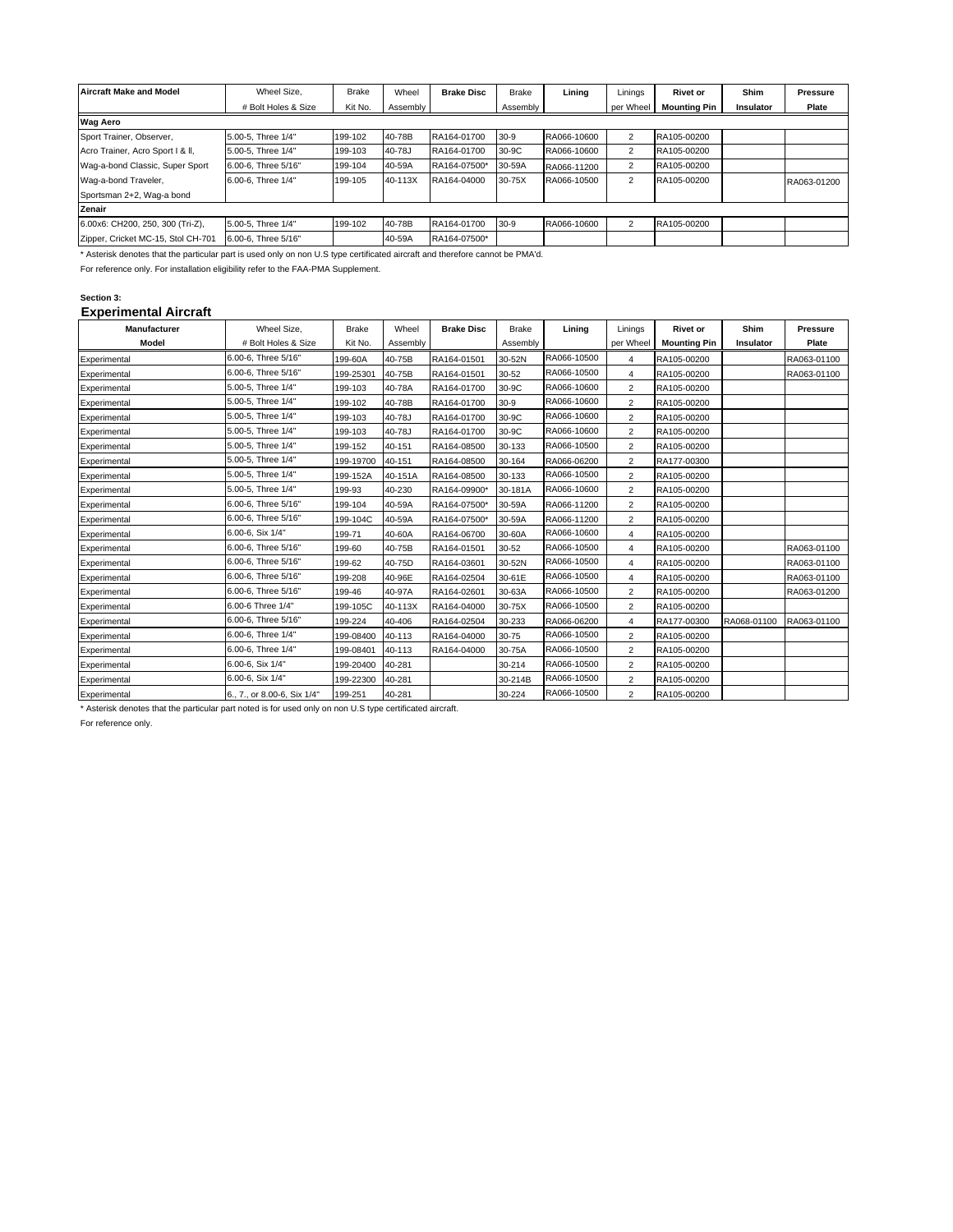| Aircraft Make and Model | Wheel Size, # Bolt Holes & Size | Brake Kit No. | Wheel Assembly | Brake Disc | Brake Assembly | Lining | Linings per Wheel | Rivet or Mounting Pin | Shim Insulator | Pressure Plate |
|---|---|---|---|---|---|---|---|---|---|---|
| **Wag Aero** | | | | | | | | | | |
| Sport Trainer, Observer, | 5.00-5, Three 1/4" | 199-102 | 40-78B | RA164-01700 | 30-9 | RA066-10600 | 2 | RA105-00200 | | |
| Acro Trainer, Acro Sport I & II, | 5.00-5, Three 1/4" | 199-103 | 40-78J | RA164-01700 | 30-9C | RA066-10600 | 2 | RA105-00200 | | |
| Wag-a-bond Classic, Super Sport | 6.00-6, Three 5/16" | 199-104 | 40-59A | RA164-07500* | 30-59A | RA066-11200 | 2 | RA105-00200 | | |
| Wag-a-bond Traveler, Sportsman 2+2, Wag-a bond | 6.00-6, Three 1/4" | 199-105 | 40-113X | RA164-04000 | 30-75X | RA066-10500 | 2 | RA105-00200 | | RA063-01200 |
| **Zenair** | | | | | | | | | | |
| 6.00x6: CH200, 250, 300 (Tri-Z), | 5.00-5, Three 1/4" | 199-102 | 40-78B | RA164-01700 | 30-9 | RA066-10600 | 2 | RA105-00200 | | |
| Zipper, Cricket MC-15, Stol CH-701 | 6.00-6, Three 5/16" | | 40-59A | RA164-07500* | | | | | | |

* Asterisk denotes that the particular part is used only on non U.S type certificated aircraft and therefore cannot be PMA'd.

For reference only. For installation eligibility refer to the FAA-PMA Supplement.

**Section 3:**

## Experimental Aircraft

| Manufacturer Model | Wheel Size, # Bolt Holes & Size | Brake Kit No. | Wheel Assembly | Brake Disc | Brake Assembly | Lining | Linings per Wheel | Rivet or Mounting Pin | Shim Insulator | Pressure Plate |
|---|---|---|---|---|---|---|---|---|---|---|
| Experimental | 6.00-6, Three 5/16" | 199-60A | 40-75B | RA164-01501 | 30-52N | RA066-10500 | 4 | RA105-00200 | | RA063-01100 |
| Experimental | 6.00-6, Three 5/16" | 199-25301 | 40-75B | RA164-01501 | 30-52 | RA066-10500 | 4 | RA105-00200 | | RA063-01100 |
| Experimental | 5.00-5, Three 1/4" | 199-103 | 40-78A | RA164-01700 | 30-9C | RA066-10600 | 2 | RA105-00200 | | |
| Experimental | 5.00-5, Three 1/4" | 199-102 | 40-78B | RA164-01700 | 30-9 | RA066-10600 | 2 | RA105-00200 | | |
| Experimental | 5.00-5, Three 1/4" | 199-103 | 40-78J | RA164-01700 | 30-9C | RA066-10600 | 2 | RA105-00200 | | |
| Experimental | 5.00-5, Three 1/4" | 199-103 | 40-78J | RA164-01700 | 30-9C | RA066-10600 | 2 | RA105-00200 | | |
| Experimental | 5.00-5, Three 1/4" | 199-152 | 40-151 | RA164-08500 | 30-133 | RA066-10500 | 2 | RA105-00200 | | |
| Experimental | 5.00-5, Three 1/4" | 199-19700 | 40-151 | RA164-08500 | 30-164 | RA066-06200 | 2 | RA177-00300 | | |
| Experimental | 5.00-5, Three 1/4" | 199-152A | 40-151A | RA164-08500 | 30-133 | RA066-10500 | 2 | RA105-00200 | | |
| Experimental | 5.00-5, Three 1/4" | 199-93 | 40-230 | RA164-09900* | 30-181A | RA066-10600 | 2 | RA105-00200 | | |
| Experimental | 6.00-6, Three 5/16" | 199-104 | 40-59A | RA164-07500* | 30-59A | RA066-11200 | 2 | RA105-00200 | | |
| Experimental | 6.00-6, Three 5/16" | 199-104C | 40-59A | RA164-07500* | 30-59A | RA066-11200 | 2 | RA105-00200 | | |
| Experimental | 6.00-6, Six 1/4" | 199-71 | 40-60A | RA164-06700 | 30-60A | RA066-10600 | 4 | RA105-00200 | | |
| Experimental | 6.00-6, Three 5/16" | 199-60 | 40-75B | RA164-01501 | 30-52 | RA066-10500 | 4 | RA105-00200 | | RA063-01100 |
| Experimental | 6.00-6, Three 5/16" | 199-62 | 40-75D | RA164-03601 | 30-52N | RA066-10500 | 4 | RA105-00200 | | RA063-01100 |
| Experimental | 6.00-6, Three 5/16" | 199-208 | 40-96E | RA164-02504 | 30-61E | RA066-10500 | 4 | RA105-00200 | | RA063-01100 |
| Experimental | 6.00-6, Three 5/16" | 199-46 | 40-97A | RA164-02601 | 30-63A | RA066-10500 | 2 | RA105-00200 | | RA063-01200 |
| Experimental | 6.00-6 Three 1/4" | 199-105C | 40-113X | RA164-04000 | 30-75X | RA066-10500 | 2 | RA105-00200 | | |
| Experimental | 6.00-6, Three 5/16" | 199-224 | 40-406 | RA164-02504 | 30-233 | RA066-06200 | 4 | RA177-00300 | RA068-01100 | RA063-01100 |
| Experimental | 6.00-6, Three 1/4" | 199-08400 | 40-113 | RA164-04000 | 30-75 | RA066-10500 | 2 | RA105-00200 | | |
| Experimental | 6.00-6, Three 1/4" | 199-08401 | 40-113 | RA164-04000 | 30-75A | RA066-10500 | 2 | RA105-00200 | | |
| Experimental | 6.00-6, Six 1/4" | 199-20400 | 40-281 | | 30-214 | RA066-10500 | 2 | RA105-00200 | | |
| Experimental | 6.00-6, Six 1/4" | 199-22300 | 40-281 | | 30-214B | RA066-10500 | 2 | RA105-00200 | | |
| Experimental | 6., 7., or 8.00-6, Six 1/4" | 199-251 | 40-281 | | 30-224 | RA066-10500 | 2 | RA105-00200 | | |

* Asterisk denotes that the particular part noted is for used only on non U.S type certificated aircraft.

For reference only.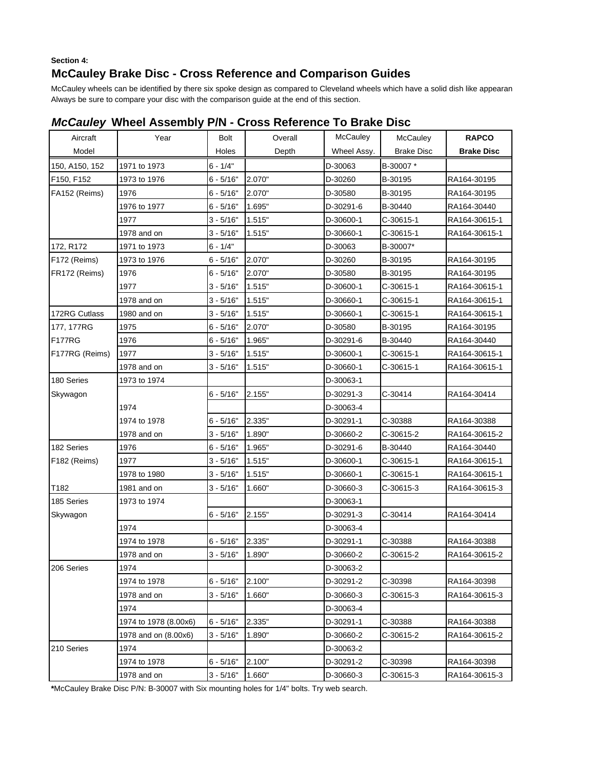**Section 4:**

## McCauley Brake Disc - Cross Reference and Comparison Guides

McCauley wheels can be identified by there six spoke design as compared to Cleveland wheels which have a solid dish like appearan
Always be sure to compare your disc with the comparison guide at the end of this section.

### *McCauley* Wheel Assembly P/N - Cross Reference To Brake Disc

| Aircraft Model | Year | Bolt Holes | Overall Depth | McCauley Wheel Assy. | McCauley Brake Disc | **RAPCO Brake Disc** |
|---|---|---|---|---|---|---|
| 150, A150, 152 | 1971 to 1973 | 6 - 1/4" | | D-30063 | B-30007 * | |
| F150, F152 | 1973 to 1976 | 6 - 5/16" | 2.070" | D-30260 | B-30195 | RA164-30195 |
| FA152 (Reims) | 1976 | 6 - 5/16" | 2.070" | D-30580 | B-30195 | RA164-30195 |
| | 1976 to 1977 | 6 - 5/16" | 1.695" | D-30291-6 | B-30440 | RA164-30440 |
| | 1977 | 3 - 5/16" | 1.515" | D-30600-1 | C-30615-1 | RA164-30615-1 |
| | 1978 and on | 3 - 5/16" | 1.515" | D-30660-1 | C-30615-1 | RA164-30615-1 |
| 172, R172 | 1971 to 1973 | 6 - 1/4" | | D-30063 | B-30007* | |
| F172 (Reims) | 1973 to 1976 | 6 - 5/16" | 2.070" | D-30260 | B-30195 | RA164-30195 |
| FR172 (Reims) | 1976 | 6 - 5/16" | 2.070" | D-30580 | B-30195 | RA164-30195 |
| | 1977 | 3 - 5/16" | 1.515" | D-30600-1 | C-30615-1 | RA164-30615-1 |
| | 1978 and on | 3 - 5/16" | 1.515" | D-30660-1 | C-30615-1 | RA164-30615-1 |
| 172RG Cutlass | 1980 and on | 3 - 5/16" | 1.515" | D-30660-1 | C-30615-1 | RA164-30615-1 |
| 177, 177RG | 1975 | 6 - 5/16" | 2.070" | D-30580 | B-30195 | RA164-30195 |
| F177RG | 1976 | 6 - 5/16" | 1.965" | D-30291-6 | B-30440 | RA164-30440 |
| F177RG (Reims) | 1977 | 3 - 5/16" | 1.515" | D-30600-1 | C-30615-1 | RA164-30615-1 |
| | 1978 and on | 3 - 5/16" | 1.515" | D-30660-1 | C-30615-1 | RA164-30615-1 |
| 180 Series | 1973 to 1974 | | | D-30063-1 | | |
| Skywagon | | 6 - 5/16" | 2.155" | D-30291-3 | C-30414 | RA164-30414 |
| | 1974 | | | D-30063-4 | | |
| | 1974 to 1978 | 6 - 5/16" | 2.335" | D-30291-1 | C-30388 | RA164-30388 |
| | 1978 and on | 3 - 5/16" | 1.890" | D-30660-2 | C-30615-2 | RA164-30615-2 |
| 182 Series | 1976 | 6 - 5/16" | 1.965" | D-30291-6 | B-30440 | RA164-30440 |
| F182 (Reims) | 1977 | 3 - 5/16" | 1.515" | D-30600-1 | C-30615-1 | RA164-30615-1 |
| | 1978 to 1980 | 3 - 5/16" | 1.515" | D-30660-1 | C-30615-1 | RA164-30615-1 |
| T182 | 1981 and on | 3 - 5/16" | 1.660" | D-30660-3 | C-30615-3 | RA164-30615-3 |
| 185 Series | 1973 to 1974 | | | D-30063-1 | | |
| Skywagon | | 6 - 5/16" | 2.155" | D-30291-3 | C-30414 | RA164-30414 |
| | 1974 | | | D-30063-4 | | |
| | 1974 to 1978 | 6 - 5/16" | 2.335" | D-30291-1 | C-30388 | RA164-30388 |
| | 1978 and on | 3 - 5/16" | 1.890" | D-30660-2 | C-30615-2 | RA164-30615-2 |
| 206 Series | 1974 | | | D-30063-2 | | |
| | 1974 to 1978 | 6 - 5/16" | 2.100" | D-30291-2 | C-30398 | RA164-30398 |
| | 1978 and on | 3 - 5/16" | 1.660" | D-30660-3 | C-30615-3 | RA164-30615-3 |
| | 1974 | | | D-30063-4 | | |
| | 1974 to 1978 (8.00x6) | 6 - 5/16" | 2.335" | D-30291-1 | C-30388 | RA164-30388 |
| | 1978 and on (8.00x6) | 3 - 5/16" | 1.890" | D-30660-2 | C-30615-2 | RA164-30615-2 |
| 210 Series | 1974 | | | D-30063-2 | | |
| | 1974 to 1978 | 6 - 5/16" | 2.100" | D-30291-2 | C-30398 | RA164-30398 |
| | 1978 and on | 3 - 5/16" | 1.660" | D-30660-3 | C-30615-3 | RA164-30615-3 |

**\***McCauley Brake Disc P/N: B-30007 with Six mounting holes for 1/4" bolts. Try web search.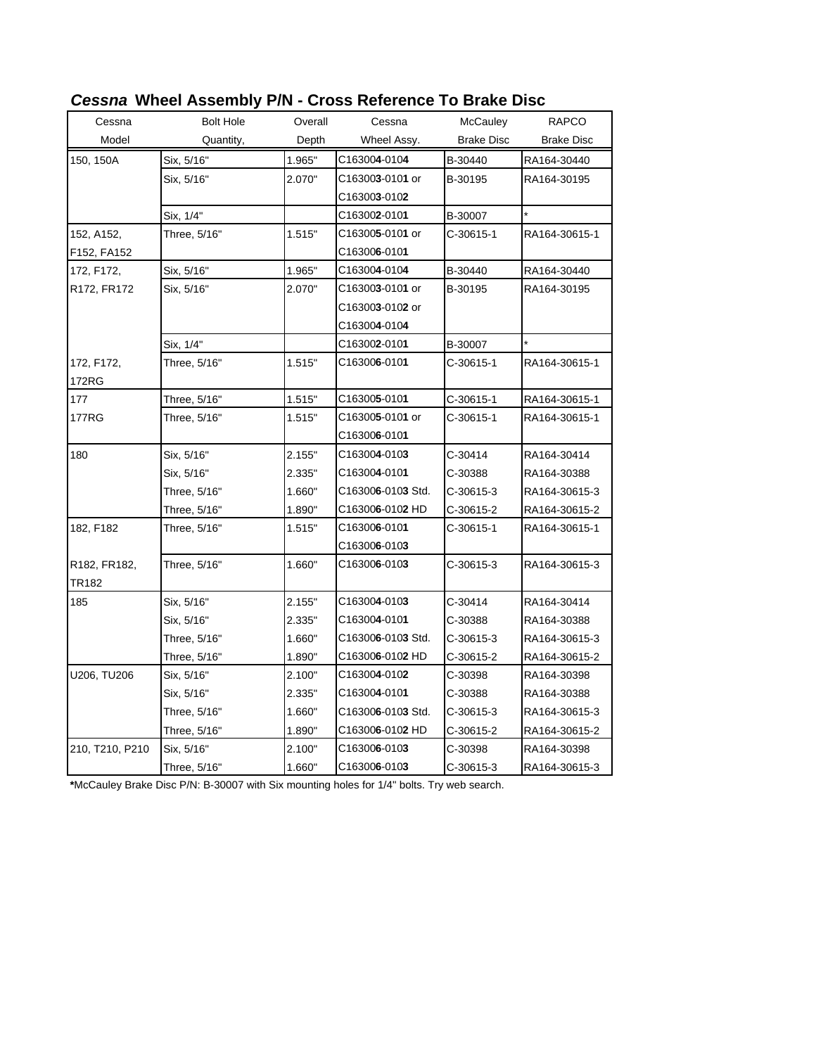## *Cessna* Wheel Assembly P/N - Cross Reference To Brake Disc

| Cessna Model | Bolt Hole Quantity, | Overall Depth | Cessna Wheel Assy. | McCauley Brake Disc | RAPCO Brake Disc |
|---|---|---|---|---|---|
| 150, 150A | Six, 5/16" | 1.965" | C16300**4**-010**4** | B-30440 | RA164-30440 |
| | Six, 5/16" | 2.070" | C16300**3**-010**1** or | B-30195 | RA164-30195 |
| | | | C16300**3**-010**2** | | |
| | Six, 1/4" | | C16300**2**-010**1** | B-30007 | * |
| 152, A152, | Three, 5/16" | 1.515" | C16300**5**-010**1** or | C-30615-1 | RA164-30615-1 |
| F152, FA152 | | | C16300**6**-010**1** | | |
| 172, F172, | Six, 5/16" | 1.965" | C16300**4**-010**4** | B-30440 | RA164-30440 |
| R172, FR172 | Six, 5/16" | 2.070" | C16300**3**-010**1** or | B-30195 | RA164-30195 |
| | | | C16300**3**-010**2** or | | |
| | | | C16300**4**-010**4** | | |
| | Six, 1/4" | | C16300**2**-010**1** | B-30007 | * |
| 172, F172, | Three, 5/16" | 1.515" | C16300**6**-010**1** | C-30615-1 | RA164-30615-1 |
| 172RG | | | | | |
| 177 | Three, 5/16" | 1.515" | C16300**5**-010**1** | C-30615-1 | RA164-30615-1 |
| 177RG | Three, 5/16" | 1.515" | C16300**5**-010**1** or | C-30615-1 | RA164-30615-1 |
| | | | C16300**6**-010**1** | | |
| 180 | Six, 5/16" | 2.155" | C16300**4**-010**3** | C-30414 | RA164-30414 |
| | Six, 5/16" | 2.335" | C16300**4**-010**1** | C-30388 | RA164-30388 |
| | Three, 5/16" | 1.660" | C16300**6**-010**3** Std. | C-30615-3 | RA164-30615-3 |
| | Three, 5/16" | 1.890" | C16300**6**-010**2** HD | C-30615-2 | RA164-30615-2 |
| 182, F182 | Three, 5/16" | 1.515" | C16300**6**-010**1** | C-30615-1 | RA164-30615-1 |
| | | | C16300**6**-010**3** | | |
| R182, FR182, | Three, 5/16" | 1.660" | C16300**6**-010**3** | C-30615-3 | RA164-30615-3 |
| TR182 | | | | | |
| 185 | Six, 5/16" | 2.155" | C16300**4**-010**3** | C-30414 | RA164-30414 |
| | Six, 5/16" | 2.335" | C16300**4**-010**1** | C-30388 | RA164-30388 |
| | Three, 5/16" | 1.660" | C16300**6**-010**3** Std. | C-30615-3 | RA164-30615-3 |
| | Three, 5/16" | 1.890" | C16300**6**-010**2** HD | C-30615-2 | RA164-30615-2 |
| U206, TU206 | Six, 5/16" | 2.100" | C16300**4**-010**2** | C-30398 | RA164-30398 |
| | Six, 5/16" | 2.335" | C16300**4**-010**1** | C-30388 | RA164-30388 |
| | Three, 5/16" | 1.660" | C16300**6**-010**3** Std. | C-30615-3 | RA164-30615-3 |
| | Three, 5/16" | 1.890" | C16300**6**-010**2** HD | C-30615-2 | RA164-30615-2 |
| 210, T210, P210 | Six, 5/16" | 2.100" | C16300**6**-010**3** | C-30398 | RA164-30398 |
| | Three, 5/16" | 1.660" | C16300**6**-010**3** | C-30615-3 | RA164-30615-3 |

**\***McCauley Brake Disc P/N: B-30007 with Six mounting holes for 1/4" bolts. Try web search.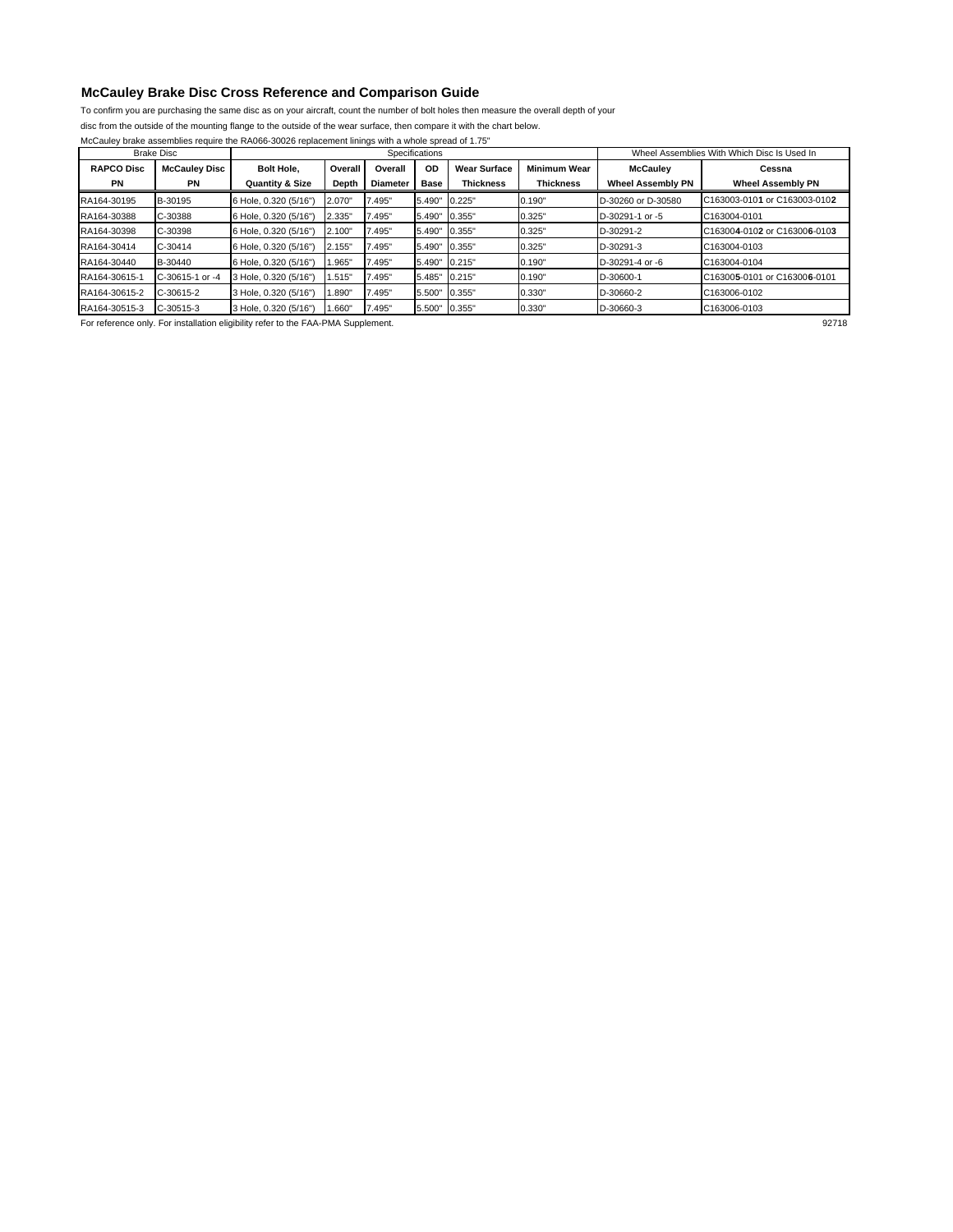## McCauley Brake Disc Cross Reference and Comparison Guide

To confirm you are purchasing the same disc as on your aircraft, count the number of bolt holes then measure the overall depth of your disc from the outside of the mounting flange to the outside of the wear surface, then compare it with the chart below.

McCauley brake assemblies require the RA066-30026 replacement linings with a whole spread of 1.75"

| Brake Disc | | Specifications | | | | | | Wheel Assemblies With Which Disc Is Used In | |
|---|---|---|---|---|---|---|---|---|---|
| **RAPCO Disc PN** | **McCauley Disc PN** | **Bolt Hole, Quantity & Size** | **Overall Depth** | **Overall Diameter** | **OD Base** | **Wear Surface Thickness** | **Minimum Wear Thickness** | **McCauley Wheel Assembly PN** | **Cessna Wheel Assembly PN** |
| RA164-30195 | B-30195 | 6 Hole, 0.320 (5/16") | 2.070" | 7.495" | 5.490" | 0.225" | 0.190" | D-30260 or D-30580 | C163003-010**1** or C163003-010**2** |
| RA164-30388 | C-30388 | 6 Hole, 0.320 (5/16") | 2.335" | 7.495" | 5.490" | 0.355" | 0.325" | D-30291-1 or -5 | C163004-0101 |
| RA164-30398 | C-30398 | 6 Hole, 0.320 (5/16") | 2.100" | 7.495" | 5.490" | 0.355" | 0.325" | D-30291-2 | C16300**4**-010**2** or C16300**6**-010**3** |
| RA164-30414 | C-30414 | 6 Hole, 0.320 (5/16") | 2.155" | 7.495" | 5.490" | 0.355" | 0.325" | D-30291-3 | C163004-0103 |
| RA164-30440 | B-30440 | 6 Hole, 0.320 (5/16") | 1.965" | 7.495" | 5.490" | 0.215" | 0.190" | D-30291-4 or -6 | C163004-0104 |
| RA164-30615-1 | C-30615-1 or -4 | 3 Hole, 0.320 (5/16") | 1.515" | 7.495" | 5.485" | 0.215" | 0.190" | D-30600-1 | C16300**5**-0101 or C16300**6**-0101 |
| RA164-30615-2 | C-30615-2 | 3 Hole, 0.320 (5/16") | 1.890" | 7.495" | 5.500" | 0.355" | 0.330" | D-30660-2 | C163006-0102 |
| RA164-30515-3 | C-30515-3 | 3 Hole, 0.320 (5/16") | 1.660" | 7.495" | 5.500" | 0.355" | 0.330" | D-30660-3 | C163006-0103 |

For reference only. For installation eligibility refer to the FAA-PMA Supplement.

92718